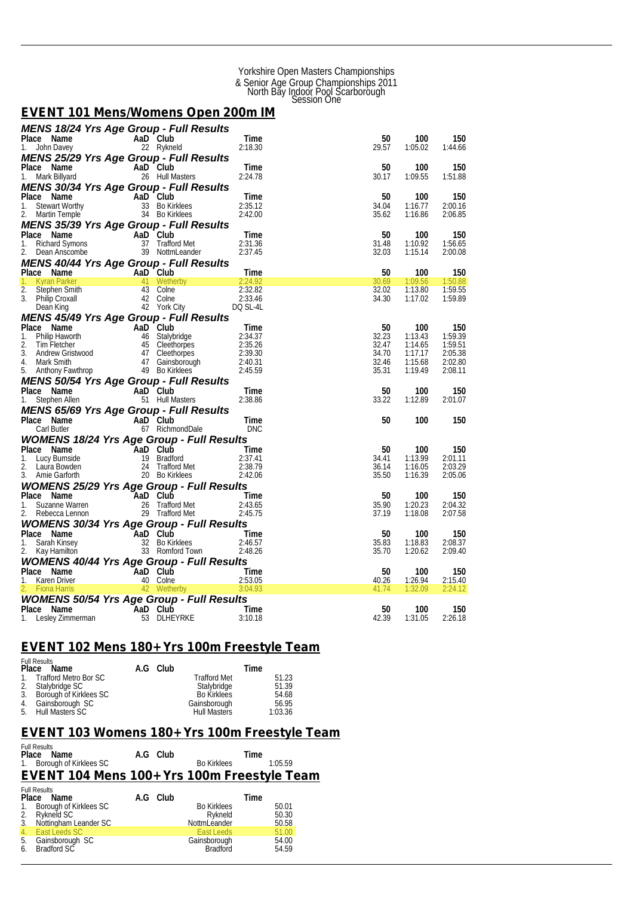Yorkshire Open Masters Championships
& Senior Age Group Championships 2011
North Bay Indoor Pool Scarborough
Session One

## EVENT 101 Mens/Womens Open 200m IM

### MENS 18/24 Yrs Age Group - Full Results

| Place | Name | AaD | Club | Time | 50 | 100 | 150 |
|---|---|---|---|---|---|---|---|
| 1. | John Davey | 22 | Rykneld | 2:18.30 | 29.57 | 1:05.02 | 1:44.66 |

### MENS 25/29 Yrs Age Group - Full Results

| Place | Name | AaD | Club | Time | 50 | 100 | 150 |
|---|---|---|---|---|---|---|---|
| 1. | Mark Billyard | 26 | Hull Masters | 2:24.78 | 30.17 | 1:09.55 | 1:51.88 |

### MENS 30/34 Yrs Age Group - Full Results

| Place | Name | AaD | Club | Time | 50 | 100 | 150 |
|---|---|---|---|---|---|---|---|
| 1. | Stewart Worthy | 33 | Bo Kirklees | 2:35.12 | 34.04 | 1:16.77 | 2:00.16 |
| 2. | Martin Temple | 34 | Bo Kirklees | 2:42.00 | 35.62 | 1:16.86 | 2:06.85 |

### MENS 35/39 Yrs Age Group - Full Results

| Place | Name | AaD | Club | Time | 50 | 100 | 150 |
|---|---|---|---|---|---|---|---|
| 1. | Richard Symons | 37 | Trafford Met | 2:31.36 | 31.48 | 1:10.92 | 1:56.65 |
| 2. | Dean Anscombe | 39 | NottmLeander | 2:37.45 | 32.03 | 1:15.14 | 2:00.08 |

### MENS 40/44 Yrs Age Group - Full Results

| Place | Name | AaD | Club | Time | 50 | 100 | 150 |
|---|---|---|---|---|---|---|---|
| 1. | Kyran Parker | 41 | Wetherby | 2:24.92 | 30.69 | 1:09.56 | 1:50.88 |
| 2. | Stephen Smith | 43 | Colne | 2:32.82 | 32.02 | 1:13.80 | 1:59.55 |
| 3. | Philip Croxall | 42 | Colne | 2:33.46 | 34.30 | 1:17.02 | 1:59.89 |
| | Dean King | 42 | York City | DQ SL-4L | | | |

### MENS 45/49 Yrs Age Group - Full Results

| Place | Name | AaD | Club | Time | 50 | 100 | 150 |
|---|---|---|---|---|---|---|---|
| 1. | Philip Haworth | 46 | Stalybridge | 2:34.37 | 32.23 | 1:13.43 | 1:59.39 |
| 2. | Tim Fletcher | 45 | Cleethorpes | 2:35.26 | 32.47 | 1:14.65 | 1:59.51 |
| 3. | Andrew Gristwood | 47 | Cleethorpes | 2:39.30 | 34.70 | 1:17.17 | 2:05.38 |
| 4. | Mark Smith | 47 | Gainsborough | 2:40.31 | 32.46 | 1:15.68 | 2:02.80 |
| 5. | Anthony Fawthrop | 49 | Bo Kirklees | 2:45.59 | 35.31 | 1:19.49 | 2:08.11 |

### MENS 50/54 Yrs Age Group - Full Results

| Place | Name | AaD | Club | Time | 50 | 100 | 150 |
|---|---|---|---|---|---|---|---|
| 1. | Stephen Allen | 51 | Hull Masters | 2:38.86 | 33.22 | 1:12.89 | 2:01.07 |

### MENS 65/69 Yrs Age Group - Full Results

| Place | Name | AaD | Club | Time | 50 | 100 | 150 |
|---|---|---|---|---|---|---|---|
| | Carl Butler | 67 | RichmondDale | DNC | | | |

### WOMENS 18/24 Yrs Age Group - Full Results

| Place | Name | AaD | Club | Time | 50 | 100 | 150 |
|---|---|---|---|---|---|---|---|
| 1. | Lucy Burnside | 19 | Bradford | 2:37.41 | 34.41 | 1:13.99 | 2:01.11 |
| 2. | Laura Bowden | 24 | Trafford Met | 2:38.79 | 36.14 | 1:16.05 | 2:03.29 |
| 3. | Amie Garforth | 20 | Bo Kirklees | 2:42.06 | 35.50 | 1:16.39 | 2:05.06 |

### WOMENS 25/29 Yrs Age Group - Full Results

| Place | Name | AaD | Club | Time | 50 | 100 | 150 |
|---|---|---|---|---|---|---|---|
| 1. | Suzanne Warren | 26 | Trafford Met | 2:43.65 | 35.90 | 1:20.23 | 2:04.32 |
| 2. | Rebecca Lennon | 29 | Trafford Met | 2:45.75 | 37.19 | 1:18.08 | 2:07.58 |

### WOMENS 30/34 Yrs Age Group - Full Results

| Place | Name | AaD | Club | Time | 50 | 100 | 150 |
|---|---|---|---|---|---|---|---|
| 1. | Sarah Kinsey | 32 | Bo Kirklees | 2:46.57 | 35.83 | 1:18.83 | 2:08.37 |
| 2. | Kay Hamilton | 33 | Romford Town | 2:48.26 | 35.70 | 1:20.62 | 2:09.40 |

### WOMENS 40/44 Yrs Age Group - Full Results

| Place | Name | AaD | Club | Time | 50 | 100 | 150 |
|---|---|---|---|---|---|---|---|
| 1. | Karen Driver | 40 | Colne | 2:53.05 | 40.26 | 1:26.94 | 2:15.40 |
| 2. | Fiona Harris | 42 | Wetherby | 3:04.93 | 41.74 | 1:32.09 | 2:24.12 |

### WOMENS 50/54 Yrs Age Group - Full Results

| Place | Name | AaD | Club | Time | 50 | 100 | 150 |
|---|---|---|---|---|---|---|---|
| 1. | Lesley Zimmerman | 53 | DLHEYRKE | 3:10.18 | 42.39 | 1:31.05 | 2:26.18 |

## EVENT 102 Mens 180+Yrs 100m Freestyle Team

Full Results

| Place | Name | A.G | Club | Time |
|---|---|---|---|---|
| 1. | Trafford Metro Bor SC | | Trafford Met | 51.23 |
| 2. | Stalybridge SC | | Stalybridge | 51.39 |
| 3. | Borough of Kirklees SC | | Bo Kirklees | 54.68 |
| 4. | Gainsborough SC | | Gainsborough | 56.95 |
| 5. | Hull Masters SC | | Hull Masters | 1:03.36 |

## EVENT 103 Womens 180+Yrs 100m Freestyle Team

Full Results

| Place | Name | A.G | Club | Time |
|---|---|---|---|---|
| 1. | Borough of Kirklees SC | | Bo Kirklees | 1:05.59 |

## EVENT 104 Mens 100+Yrs 100m Freestyle Team

Full Results

| Place | Name | A.G | Club | Time |
|---|---|---|---|---|
| 1. | Borough of Kirklees SC | | Bo Kirklees | 50.01 |
| 2. | Rykneld SC | | Rykneld | 50.30 |
| 3. | Nottingham Leander SC | | NottmLeander | 50.58 |
| 4. | East Leeds SC | | East Leeds | 51.00 |
| 5. | Gainsborough SC | | Gainsborough | 54.00 |
| 6. | Bradford SC | | Bradford | 54.59 |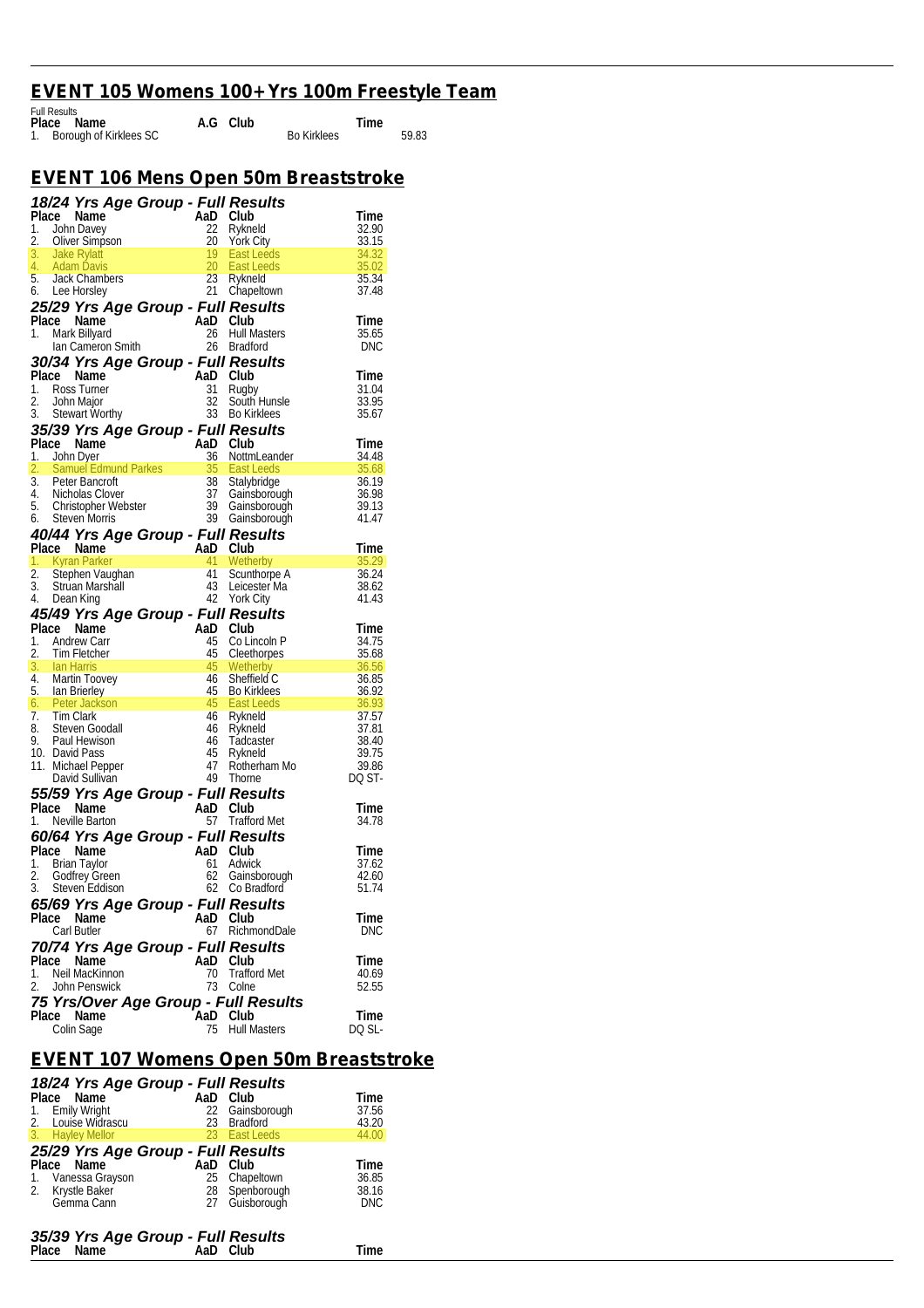## EVENT 105 Womens 100+ Yrs 100m Freestyle Team

Full Results

| Place | Name | A.G | Club | Time |
|---|---|---|---|---|
| 1. | Borough of Kirklees SC | | Bo Kirklees | 59.83 |

## EVENT 106 Mens Open 50m Breaststroke

### 18/24 Yrs Age Group - Full Results

| Place | Name | AaD | Club | Time |
|---|---|---|---|---|
| 1. | John Davey | 22 | Rykneld | 32.90 |
| 2. | Oliver Simpson | 20 | York City | 33.15 |
| 3. | Jake Rylatt | 19 | East Leeds | 34.32 |
| 4. | Adam Davis | 20 | East Leeds | 35.02 |
| 5. | Jack Chambers | 23 | Rykneld | 35.34 |
| 6. | Lee Horsley | 21 | Chapeltown | 37.48 |

### 25/29 Yrs Age Group - Full Results

| Place | Name | AaD | Club | Time |
|---|---|---|---|---|
| 1. | Mark Billyard | 26 | Hull Masters | 35.65 |
| | Ian Cameron Smith | 26 | Bradford | DNC |

### 30/34 Yrs Age Group - Full Results

| Place | Name | AaD | Club | Time |
|---|---|---|---|---|
| 1. | Ross Turner | 31 | Rugby | 31.04 |
| 2. | John Major | 32 | South Hunsle | 33.95 |
| 3. | Stewart Worthy | 33 | Bo Kirklees | 35.67 |

### 35/39 Yrs Age Group - Full Results

| Place | Name | AaD | Club | Time |
|---|---|---|---|---|
| 1. | John Dyer | 36 | NottmLeander | 34.48 |
| 2. | Samuel Edmund Parkes | 35 | East Leeds | 35.68 |
| 3. | Peter Bancroft | 38 | Stalybridge | 36.19 |
| 4. | Nicholas Clover | 37 | Gainsborough | 36.98 |
| 5. | Christopher Webster | 39 | Gainsborough | 39.13 |
| 6. | Steven Morris | 39 | Gainsborough | 41.47 |

### 40/44 Yrs Age Group - Full Results

| Place | Name | AaD | Club | Time |
|---|---|---|---|---|
| 1. | Kyran Parker | 41 | Wetherby | 35.29 |
| 2. | Stephen Vaughan | 41 | Scunthorpe A | 36.24 |
| 3. | Struan Marshall | 43 | Leicester Ma | 38.62 |
| 4. | Dean King | 42 | York City | 41.43 |

### 45/49 Yrs Age Group - Full Results

| Place | Name | AaD | Club | Time |
|---|---|---|---|---|
| 1. | Andrew Carr | 45 | Co Lincoln P | 34.75 |
| 2. | Tim Fletcher | 45 | Cleethorpes | 35.68 |
| 3. | Ian Harris | 45 | Wetherby | 36.56 |
| 4. | Martin Toovey | 46 | Sheffield C | 36.85 |
| 5. | Ian Brierley | 45 | Bo Kirklees | 36.92 |
| 6. | Peter Jackson | 45 | East Leeds | 36.93 |
| 7. | Tim Clark | 46 | Rykneld | 37.57 |
| 8. | Steven Goodall | 46 | Rykneld | 37.81 |
| 9. | Paul Hewison | 46 | Tadcaster | 38.40 |
| 10. | David Pass | 45 | Rykneld | 39.75 |
| 11. | Michael Pepper | 47 | Rotherham Mo | 39.86 |
| | David Sullivan | 49 | Thorne | DQ ST- |

### 55/59 Yrs Age Group - Full Results

| Place | Name | AaD | Club | Time |
|---|---|---|---|---|
| 1. | Neville Barton | 57 | Trafford Met | 34.78 |

### 60/64 Yrs Age Group - Full Results

| Place | Name | AaD | Club | Time |
|---|---|---|---|---|
| 1. | Brian Taylor | 61 | Adwick | 37.62 |
| 2. | Godfrey Green | 62 | Gainsborough | 42.60 |
| 3. | Steven Eddison | 62 | Co Bradford | 51.74 |

### 65/69 Yrs Age Group - Full Results

| Place | Name | AaD | Club | Time |
|---|---|---|---|---|
| | Carl Butler | 67 | RichmondDale | DNC |

### 70/74 Yrs Age Group - Full Results

| Place | Name | AaD | Club | Time |
|---|---|---|---|---|
| 1. | Neil MacKinnon | 70 | Trafford Met | 40.69 |
| 2. | John Penswick | 73 | Colne | 52.55 |

### 75 Yrs/Over Age Group - Full Results

| Place | Name | AaD | Club | Time |
|---|---|---|---|---|
| | Colin Sage | 75 | Hull Masters | DQ SL- |

## EVENT 107 Womens Open 50m Breaststroke

### 18/24 Yrs Age Group - Full Results

| Place | Name | AaD | Club | Time |
|---|---|---|---|---|
| 1. | Emily Wright | 22 | Gainsborough | 37.56 |
| 2. | Louise Widrascu | 23 | Bradford | 43.20 |
| 3. | Hayley Mellor | 23 | East Leeds | 44.00 |

### 25/29 Yrs Age Group - Full Results

| Place | Name | AaD | Club | Time |
|---|---|---|---|---|
| 1. | Vanessa Grayson | 25 | Chapeltown | 36.85 |
| 2. | Krystle Baker | 28 | Spenborough | 38.16 |
| | Gemma Cann | 27 | Guisborough | DNC |

### 35/39 Yrs Age Group - Full Results

| Place | Name | AaD | Club | Time |
|---|---|---|---|---|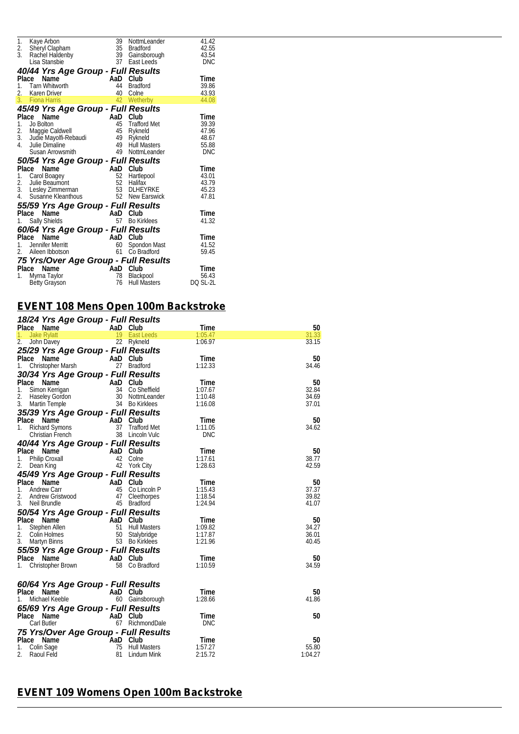| Place | Name | AaD | Club | Time |
|---|---|---|---|---|
| 1. | Kaye Arbon | 39 | NottmLeander | 41.42 |
| 2. | Sheryl Clapham | 35 | Bradford | 42.55 |
| 3. | Rachel Haldenby | 39 | Gainsborough | 43.54 |
| | Lisa Stansbie | 37 | East Leeds | DNC |

### 40/44 Yrs Age Group - Full Results

| Place | Name | AaD | Club | Time |
|---|---|---|---|---|
| 1. | Tarn Whitworth | 44 | Bradford | 39.86 |
| 2. | Karen Driver | 40 | Colne | 43.93 |
| 3. | Fiona Harris | 42 | Wetherby | 44.08 |

### 45/49 Yrs Age Group - Full Results

| Place | Name | AaD | Club | Time |
|---|---|---|---|---|
| 1. | Jo Bolton | 45 | Trafford Met | 39.39 |
| 2. | Maggie Caldwell | 45 | Rykneld | 47.96 |
| 3. | Judie Mayolfi-Rebaudi | 49 | Rykneld | 48.67 |
| 4. | Julie Dimaline | 49 | Hull Masters | 55.88 |
| | Susan Arrowsmith | 49 | NottmLeander | DNC |

### 50/54 Yrs Age Group - Full Results

| Place | Name | AaD | Club | Time |
|---|---|---|---|---|
| 1. | Carol Boagey | 52 | Hartlepool | 43.01 |
| 2. | Julie Beaumont | 52 | Halifax | 43.79 |
| 3. | Lesley Zimmerman | 53 | DLHEYRKE | 45.23 |
| 4. | Susanne Kleanthous | 52 | New Earswick | 47.81 |

### 55/59 Yrs Age Group - Full Results

| Place | Name | AaD | Club | Time |
|---|---|---|---|---|
| 1. | Sally Shields | 57 | Bo Kirklees | 41.32 |

### 60/64 Yrs Age Group - Full Results

| Place | Name | AaD | Club | Time |
|---|---|---|---|---|
| 1. | Jennifer Merritt | 60 | Spondon Mast | 41.52 |
| 2. | Aileen Ibbotson | 61 | Co Bradford | 59.45 |

### 75 Yrs/Over Age Group - Full Results

| Place | Name | AaD | Club | Time |
|---|---|---|---|---|
| 1. | Myrna Taylor | 78 | Blackpool | 56.43 |
| | Betty Grayson | 76 | Hull Masters | DQ SL-2L |

## EVENT 108 Mens Open 100m Backstroke

### 18/24 Yrs Age Group - Full Results

| Place | Name | AaD | Club | Time | 50 |
|---|---|---|---|---|---|
| 1. | Jake Rylatt | 19 | East Leeds | 1:05.47 | 31.33 |
| 2. | John Davey | 22 | Rykneld | 1:06.97 | 33.15 |

### 25/29 Yrs Age Group - Full Results

| Place | Name | AaD | Club | Time | 50 |
|---|---|---|---|---|---|
| 1. | Christopher Marsh | 27 | Bradford | 1:12.33 | 34.46 |

### 30/34 Yrs Age Group - Full Results

| Place | Name | AaD | Club | Time | 50 |
|---|---|---|---|---|---|
| 1. | Simon Kerrigan | 34 | Co Sheffield | 1:07.67 | 32.84 |
| 2. | Haseley Gordon | 30 | NottmLeander | 1:10.48 | 34.69 |
| 3. | Martin Temple | 34 | Bo Kirklees | 1:16.08 | 37.01 |

### 35/39 Yrs Age Group - Full Results

| Place | Name | AaD | Club | Time | 50 |
|---|---|---|---|---|---|
| 1. | Richard Symons | 37 | Trafford Met | 1:11.05 | 34.62 |
| | Christian French | 38 | Lincoln Vulc | DNC | |

### 40/44 Yrs Age Group - Full Results

| Place | Name | AaD | Club | Time | 50 |
|---|---|---|---|---|---|
| 1. | Philip Croxall | 42 | Colne | 1:17.61 | 38.77 |
| 2. | Dean King | 42 | York City | 1:28.63 | 42.59 |

### 45/49 Yrs Age Group - Full Results

| Place | Name | AaD | Club | Time | 50 |
|---|---|---|---|---|---|
| 1. | Andrew Carr | 45 | Co Lincoln P | 1:15.43 | 37.37 |
| 2. | Andrew Gristwood | 47 | Cleethorpes | 1:18.54 | 39.82 |
| 3. | Neil Brundle | 45 | Bradford | 1:24.94 | 41.07 |

### 50/54 Yrs Age Group - Full Results

| Place | Name | AaD | Club | Time | 50 |
|---|---|---|---|---|---|
| 1. | Stephen Allen | 51 | Hull Masters | 1:09.82 | 34.27 |
| 2. | Colin Holmes | 50 | Stalybridge | 1:17.87 | 36.01 |
| 3. | Martyn Binns | 53 | Bo Kirklees | 1:21.96 | 40.45 |

### 55/59 Yrs Age Group - Full Results

| Place | Name | AaD | Club | Time | 50 |
|---|---|---|---|---|---|
| 1. | Christopher Brown | 58 | Co Bradford | 1:10.59 | 34.59 |

### 60/64 Yrs Age Group - Full Results

| Place | Name | AaD | Club | Time | 50 |
|---|---|---|---|---|---|
| 1. | Michael Keeble | 60 | Gainsborough | 1:28.66 | 41.86 |

### 65/69 Yrs Age Group - Full Results

| Place | Name | AaD | Club | Time | 50 |
|---|---|---|---|---|---|
| | Carl Butler | 67 | RichmondDale | DNC | |

### 75 Yrs/Over Age Group - Full Results

| Place | Name | AaD | Club | Time | 50 |
|---|---|---|---|---|---|
| 1. | Colin Sage | 75 | Hull Masters | 1:57.27 | 55.80 |
| 2. | Raoul Feld | 81 | Lindum Mink | 2:15.72 | 1:04.27 |

## EVENT 109 Womens Open 100m Backstroke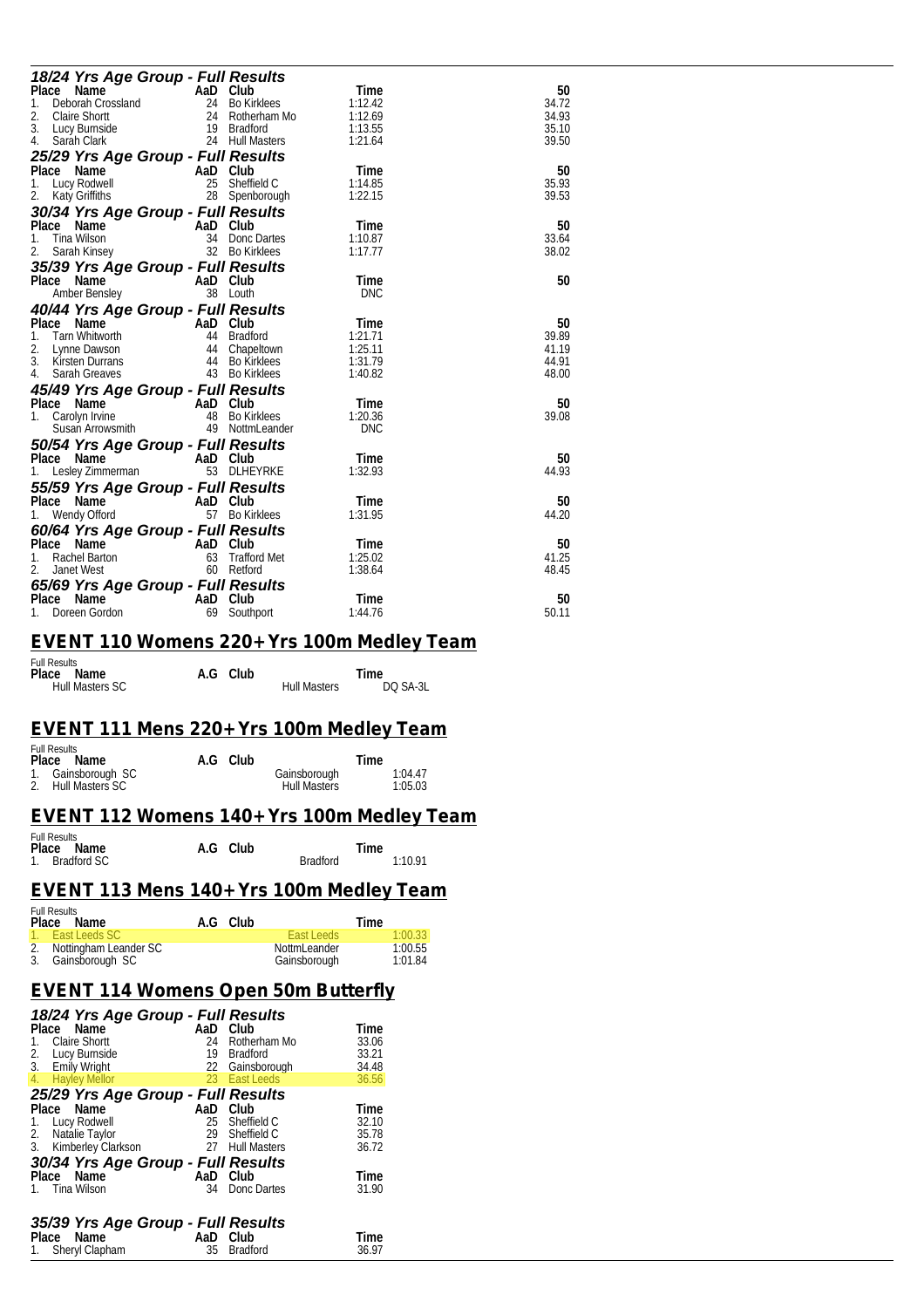### 18/24 Yrs Age Group - Full Results

| Place | Name | AaD | Club | Time | 50 |
|---|---|---|---|---|---|
| 1. | Deborah Crossland | 24 | Bo Kirklees | 1:12.42 | 34.72 |
| 2. | Claire Shortt | 24 | Rotherham Mo | 1:12.69 | 34.93 |
| 3. | Lucy Burnside | 19 | Bradford | 1:13.55 | 35.10 |
| 4. | Sarah Clark | 24 | Hull Masters | 1:21.64 | 39.50 |

### 25/29 Yrs Age Group - Full Results

| Place | Name | AaD | Club | Time | 50 |
|---|---|---|---|---|---|
| 1. | Lucy Rodwell | 25 | Sheffield C | 1:14.85 | 35.93 |
| 2. | Katy Griffiths | 28 | Spenborough | 1:22.15 | 39.53 |

### 30/34 Yrs Age Group - Full Results

| Place | Name | AaD | Club | Time | 50 |
|---|---|---|---|---|---|
| 1. | Tina Wilson | 34 | Donc Dartes | 1:10.87 | 33.64 |
| 2. | Sarah Kinsey | 32 | Bo Kirklees | 1:17.77 | 38.02 |

### 35/39 Yrs Age Group - Full Results

| Place | Name | AaD | Club | Time | 50 |
|---|---|---|---|---|---|
| | Amber Bensley | 38 | Louth | DNC | |

### 40/44 Yrs Age Group - Full Results

| Place | Name | AaD | Club | Time | 50 |
|---|---|---|---|---|---|
| 1. | Tarn Whitworth | 44 | Bradford | 1:21.71 | 39.89 |
| 2. | Lynne Dawson | 44 | Chapeltown | 1:25.11 | 41.19 |
| 3. | Kirsten Durrans | 44 | Bo Kirklees | 1:31.79 | 44.91 |
| 4. | Sarah Greaves | 43 | Bo Kirklees | 1:40.82 | 48.00 |

### 45/49 Yrs Age Group - Full Results

| Place | Name | AaD | Club | Time | 50 |
|---|---|---|---|---|---|
| 1. | Carolyn Irvine | 48 | Bo Kirklees | 1:20.36 | 39.08 |
| | Susan Arrowsmith | 49 | NottmLeander | DNC | |

### 50/54 Yrs Age Group - Full Results

| Place | Name | AaD | Club | Time | 50 |
|---|---|---|---|---|---|
| 1. | Lesley Zimmerman | 53 | DLHEYRKE | 1:32.93 | 44.93 |

### 55/59 Yrs Age Group - Full Results

| Place | Name | AaD | Club | Time | 50 |
|---|---|---|---|---|---|
| 1. | Wendy Offord | 57 | Bo Kirklees | 1:31.95 | 44.20 |

### 60/64 Yrs Age Group - Full Results

| Place | Name | AaD | Club | Time | 50 |
|---|---|---|---|---|---|
| 1. | Rachel Barton | 63 | Trafford Met | 1:25.02 | 41.25 |
| 2. | Janet West | 60 | Retford | 1:38.64 | 48.45 |

### 65/69 Yrs Age Group - Full Results

| Place | Name | AaD | Club | Time | 50 |
|---|---|---|---|---|---|
| 1. | Doreen Gordon | 69 | Southport | 1:44.76 | 50.11 |

## EVENT 110 Womens 220+ Yrs 100m Medley Team

Full Results

| Place | Name | A.G | Club | Time |
|---|---|---|---|---|
| | Hull Masters SC | | Hull Masters | DQ SA-3L |

## EVENT 111 Mens 220+ Yrs 100m Medley Team

Full Results

| Place | Name | A.G | Club | Time |
|---|---|---|---|---|
| 1. | Gainsborough SC | | Gainsborough | 1:04.47 |
| 2. | Hull Masters SC | | Hull Masters | 1:05.03 |

## EVENT 112 Womens 140+ Yrs 100m Medley Team

Full Results

| Place | Name | A.G | Club | Time |
|---|---|---|---|---|
| 1. | Bradford SC | | Bradford | 1:10.91 |

## EVENT 113 Mens 140+ Yrs 100m Medley Team

Full Results

| Place | Name | A.G | Club | Time |
|---|---|---|---|---|
| 1. | East Leeds SC | | East Leeds | 1:00.33 |
| 2. | Nottingham Leander SC | | NottmLeander | 1:00.55 |
| 3. | Gainsborough SC | | Gainsborough | 1:01.84 |

## EVENT 114 Womens Open 50m Butterfly

### 18/24 Yrs Age Group - Full Results

| Place | Name | AaD | Club | Time |
|---|---|---|---|---|
| 1. | Claire Shortt | 24 | Rotherham Mo | 33.06 |
| 2. | Lucy Burnside | 19 | Bradford | 33.21 |
| 3. | Emily Wright | 22 | Gainsborough | 34.48 |
| 4. | Hayley Mellor | 23 | East Leeds | 36.56 |

### 25/29 Yrs Age Group - Full Results

| Place | Name | AaD | Club | Time |
|---|---|---|---|---|
| 1. | Lucy Rodwell | 25 | Sheffield C | 32.10 |
| 2. | Natalie Taylor | 29 | Sheffield C | 35.78 |
| 3. | Kimberley Clarkson | 27 | Hull Masters | 36.72 |

### 30/34 Yrs Age Group - Full Results

| Place | Name | AaD | Club | Time |
|---|---|---|---|---|
| 1. | Tina Wilson | 34 | Donc Dartes | 31.90 |

### 35/39 Yrs Age Group - Full Results

| Place | Name | AaD | Club | Time |
|---|---|---|---|---|
| 1. | Sheryl Clapham | 35 | Bradford | 36.97 |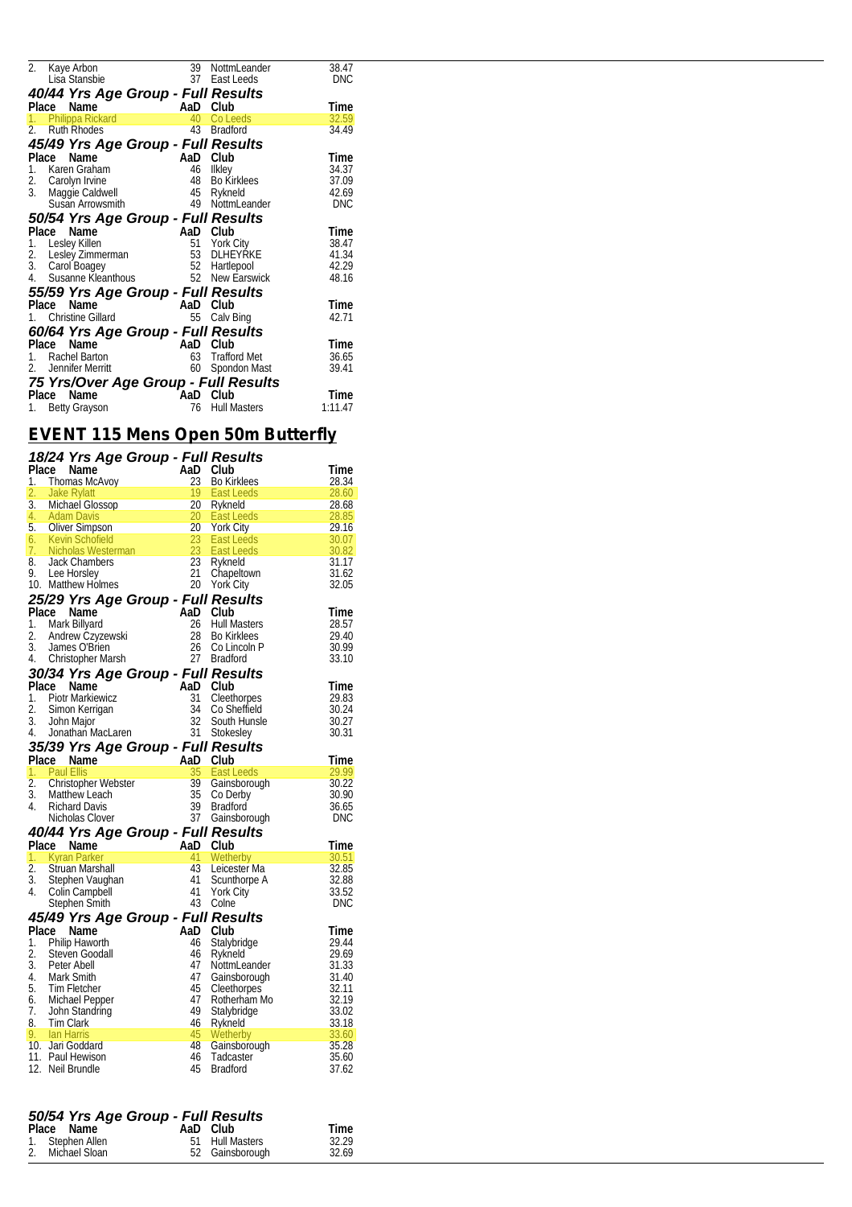| Place | Name | AaD | Club | Time |
|---|---|---|---|---|
| 2. | Kaye Arbon | 39 | NottmLeander | 38.47 |
| | Lisa Stansbie | 37 | East Leeds | DNC |

### 40/44 Yrs Age Group - Full Results

| Place | Name | AaD | Club | Time |
|---|---|---|---|---|
| 1. | Philippa Rickard | 40 | Co Leeds | 32.59 |
| 2. | Ruth Rhodes | 43 | Bradford | 34.49 |

### 45/49 Yrs Age Group - Full Results

| Place | Name | AaD | Club | Time |
|---|---|---|---|---|
| 1. | Karen Graham | 46 | Ilkley | 34.37 |
| 2. | Carolyn Irvine | 48 | Bo Kirklees | 37.09 |
| 3. | Maggie Caldwell | 45 | Rykneld | 42.69 |
| | Susan Arrowsmith | 49 | NottmLeander | DNC |

### 50/54 Yrs Age Group - Full Results

| Place | Name | AaD | Club | Time |
|---|---|---|---|---|
| 1. | Lesley Killen | 51 | York City | 38.47 |
| 2. | Lesley Zimmerman | 53 | DLHEYRKE | 41.34 |
| 3. | Carol Boagey | 52 | Hartlepool | 42.29 |
| 4. | Susanne Kleanthous | 52 | New Earswick | 48.16 |

### 55/59 Yrs Age Group - Full Results

| Place | Name | AaD | Club | Time |
|---|---|---|---|---|
| 1. | Christine Gillard | 55 | Calv Bing | 42.71 |

### 60/64 Yrs Age Group - Full Results

| Place | Name | AaD | Club | Time |
|---|---|---|---|---|
| 1. | Rachel Barton | 63 | Trafford Met | 36.65 |
| 2. | Jennifer Merritt | 60 | Spondon Mast | 39.41 |

### 75 Yrs/Over Age Group - Full Results

| Place | Name | AaD | Club | Time |
|---|---|---|---|---|
| 1. | Betty Grayson | 76 | Hull Masters | 1:11.47 |

## EVENT 115 Mens Open 50m Butterfly

### 18/24 Yrs Age Group - Full Results

| Place | Name | AaD | Club | Time |
|---|---|---|---|---|
| 1. | Thomas McAvoy | 23 | Bo Kirklees | 28.34 |
| 2. | Jake Rylatt | 19 | East Leeds | 28.60 |
| 3. | Michael Glossop | 20 | Rykneld | 28.68 |
| 4. | Adam Davis | 20 | East Leeds | 28.85 |
| 5. | Oliver Simpson | 20 | York City | 29.16 |
| 6. | Kevin Schofield | 23 | East Leeds | 30.07 |
| 7. | Nicholas Westerman | 23 | East Leeds | 30.82 |
| 8. | Jack Chambers | 23 | Rykneld | 31.17 |
| 9. | Lee Horsley | 21 | Chapeltown | 31.62 |
| 10. | Matthew Holmes | 20 | York City | 32.05 |

### 25/29 Yrs Age Group - Full Results

| Place | Name | AaD | Club | Time |
|---|---|---|---|---|
| 1. | Mark Billyard | 26 | Hull Masters | 28.57 |
| 2. | Andrew Czyzewski | 28 | Bo Kirklees | 29.40 |
| 3. | James O'Brien | 26 | Co Lincoln P | 30.99 |
| 4. | Christopher Marsh | 27 | Bradford | 33.10 |

### 30/34 Yrs Age Group - Full Results

| Place | Name | AaD | Club | Time |
|---|---|---|---|---|
| 1. | Piotr Markiewicz | 31 | Cleethorpes | 29.83 |
| 2. | Simon Kerrigan | 34 | Co Sheffield | 30.24 |
| 3. | John Major | 32 | South Hunsle | 30.27 |
| 4. | Jonathan MacLaren | 31 | Stokesley | 30.31 |

### 35/39 Yrs Age Group - Full Results

| Place | Name | AaD | Club | Time |
|---|---|---|---|---|
| 1. | Paul Ellis | 35 | East Leeds | 29.99 |
| 2. | Christopher Webster | 39 | Gainsborough | 30.22 |
| 3. | Matthew Leach | 35 | Co Derby | 30.90 |
| 4. | Richard Davis | 39 | Bradford | 36.65 |
| | Nicholas Clover | 37 | Gainsborough | DNC |

### 40/44 Yrs Age Group - Full Results

| Place | Name | AaD | Club | Time |
|---|---|---|---|---|
| 1. | Kyran Parker | 41 | Wetherby | 30.51 |
| 2. | Struan Marshall | 43 | Leicester Ma | 32.85 |
| 3. | Stephen Vaughan | 41 | Scunthorpe A | 32.88 |
| 4. | Colin Campbell | 41 | York City | 33.52 |
| | Stephen Smith | 43 | Colne | DNC |

### 45/49 Yrs Age Group - Full Results

| Place | Name | AaD | Club | Time |
|---|---|---|---|---|
| 1. | Philip Haworth | 46 | Stalybridge | 29.44 |
| 2. | Steven Goodall | 46 | Rykneld | 29.69 |
| 3. | Peter Abell | 47 | NottmLeander | 31.33 |
| 4. | Mark Smith | 47 | Gainsborough | 31.40 |
| 5. | Tim Fletcher | 45 | Cleethorpes | 32.11 |
| 6. | Michael Pepper | 47 | Rotherham Mo | 32.19 |
| 7. | John Standring | 49 | Stalybridge | 33.02 |
| 8. | Tim Clark | 46 | Rykneld | 33.18 |
| 9. | Ian Harris | 45 | Wetherby | 33.60 |
| 10. | Jari Goddard | 48 | Gainsborough | 35.28 |
| 11. | Paul Hewison | 46 | Tadcaster | 35.60 |
| 12. | Neil Brundle | 45 | Bradford | 37.62 |

### 50/54 Yrs Age Group - Full Results

| Place | Name | AaD | Club | Time |
|---|---|---|---|---|
| 1. | Stephen Allen | 51 | Hull Masters | 32.29 |
| 2. | Michael Sloan | 52 | Gainsborough | 32.69 |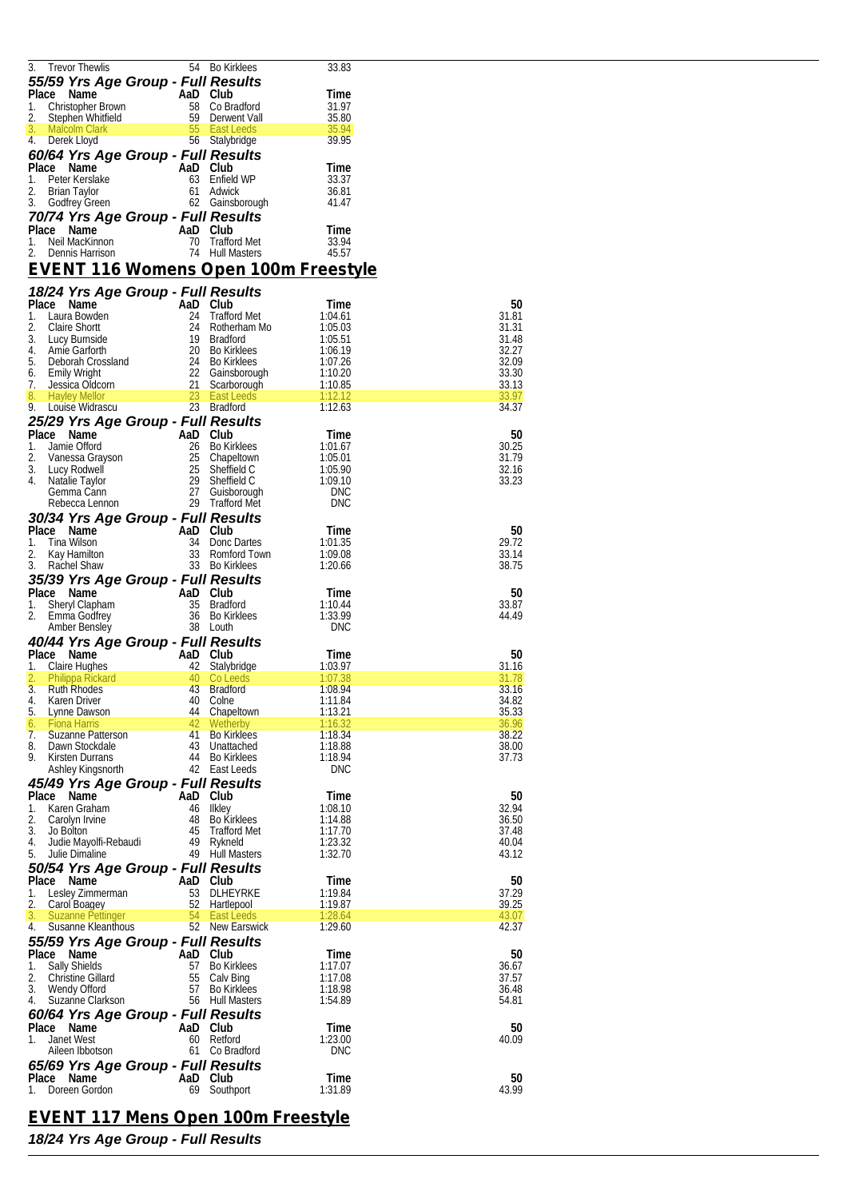| Place | Name | AaD | Club | Time |
|---|---|---|---|---|
| 3. | Trevor Thewlis | 54 | Bo Kirklees | 33.83 |

### 55/59 Yrs Age Group - Full Results

| Place | Name | AaD | Club | Time |
|---|---|---|---|---|
| 1. | Christopher Brown | 58 | Co Bradford | 31.97 |
| 2. | Stephen Whitfield | 59 | Derwent Vall | 35.80 |
| 3. | Malcolm Clark | 55 | East Leeds | 35.94 |
| 4. | Derek Lloyd | 56 | Stalybridge | 39.95 |

### 60/64 Yrs Age Group - Full Results

| Place | Name | AaD | Club | Time |
|---|---|---|---|---|
| 1. | Peter Kerslake | 63 | Enfield WP | 33.37 |
| 2. | Brian Taylor | 61 | Adwick | 36.81 |
| 3. | Godfrey Green | 62 | Gainsborough | 41.47 |

### 70/74 Yrs Age Group - Full Results

| Place | Name | AaD | Club | Time |
|---|---|---|---|---|
| 1. | Neil MacKinnon | 70 | Trafford Met | 33.94 |
| 2. | Dennis Harrison | 74 | Hull Masters | 45.57 |

## EVENT 116 Womens Open 100m Freestyle

### 18/24 Yrs Age Group - Full Results

| Place | Name | AaD | Club | Time | 50 |
|---|---|---|---|---|---|
| 1. | Laura Bowden | 24 | Trafford Met | 1:04.61 | 31.81 |
| 2. | Claire Shortt | 24 | Rotherham Mo | 1:05.03 | 31.31 |
| 3. | Lucy Burnside | 19 | Bradford | 1:05.51 | 31.48 |
| 4. | Amie Garforth | 20 | Bo Kirklees | 1:06.19 | 32.27 |
| 5. | Deborah Crossland | 24 | Bo Kirklees | 1:07.26 | 32.09 |
| 6. | Emily Wright | 22 | Gainsborough | 1:10.20 | 33.30 |
| 7. | Jessica Oldcorn | 21 | Scarborough | 1:10.85 | 33.13 |
| 8. | Hayley Mellor | 23 | East Leeds | 1:12.12 | 33.97 |
| 9. | Louise Widrascu | 23 | Bradford | 1:12.63 | 34.37 |

### 25/29 Yrs Age Group - Full Results

| Place | Name | AaD | Club | Time | 50 |
|---|---|---|---|---|---|
| 1. | Jamie Offord | 26 | Bo Kirklees | 1:01.67 | 30.25 |
| 2. | Vanessa Grayson | 25 | Chapeltown | 1:05.01 | 31.79 |
| 3. | Lucy Rodwell | 25 | Sheffield C | 1:05.90 | 32.16 |
| 4. | Natalie Taylor | 29 | Sheffield C | 1:09.10 | 33.23 |
| | Gemma Cann | 27 | Guisborough | DNC | |
| | Rebecca Lennon | 29 | Trafford Met | DNC | |

### 30/34 Yrs Age Group - Full Results

| Place | Name | AaD | Club | Time | 50 |
|---|---|---|---|---|---|
| 1. | Tina Wilson | 34 | Donc Dartes | 1:01.35 | 29.72 |
| 2. | Kay Hamilton | 33 | Romford Town | 1:09.08 | 33.14 |
| 3. | Rachel Shaw | 33 | Bo Kirklees | 1:20.66 | 38.75 |

### 35/39 Yrs Age Group - Full Results

| Place | Name | AaD | Club | Time | 50 |
|---|---|---|---|---|---|
| 1. | Sheryl Clapham | 35 | Bradford | 1:10.44 | 33.87 |
| 2. | Emma Godfrey | 36 | Bo Kirklees | 1:33.99 | 44.49 |
| | Amber Bensley | 38 | Louth | DNC | |

### 40/44 Yrs Age Group - Full Results

| Place | Name | AaD | Club | Time | 50 |
|---|---|---|---|---|---|
| 1. | Claire Hughes | 42 | Stalybridge | 1:03.97 | 31.16 |
| 2. | Philippa Rickard | 40 | Co Leeds | 1:07.38 | 31.78 |
| 3. | Ruth Rhodes | 43 | Bradford | 1:08.94 | 33.16 |
| 4. | Karen Driver | 40 | Colne | 1:11.84 | 34.82 |
| 5. | Lynne Dawson | 44 | Chapeltown | 1:13.21 | 35.33 |
| 6. | Fiona Harris | 42 | Wetherby | 1:16.32 | 36.96 |
| 7. | Suzanne Patterson | 41 | Bo Kirklees | 1:18.34 | 38.22 |
| 8. | Dawn Stockdale | 43 | Unattached | 1:18.88 | 38.00 |
| 9. | Kirsten Durrans | 44 | Bo Kirklees | 1:18.94 | 37.73 |
| | Ashley Kingsnorth | 42 | East Leeds | DNC | |

### 45/49 Yrs Age Group - Full Results

| Place | Name | AaD | Club | Time | 50 |
|---|---|---|---|---|---|
| 1. | Karen Graham | 46 | Ilkley | 1:08.10 | 32.94 |
| 2. | Carolyn Irvine | 48 | Bo Kirklees | 1:14.88 | 36.50 |
| 3. | Jo Bolton | 45 | Trafford Met | 1:17.70 | 37.48 |
| 4. | Judie Mayolfi-Rebaudi | 49 | Rykneld | 1:23.32 | 40.04 |
| 5. | Julie Dimaline | 49 | Hull Masters | 1:32.70 | 43.12 |

### 50/54 Yrs Age Group - Full Results

| Place | Name | AaD | Club | Time | 50 |
|---|---|---|---|---|---|
| 1. | Lesley Zimmerman | 53 | DLHEYRKE | 1:19.84 | 37.29 |
| 2. | Carol Boagey | 52 | Hartlepool | 1:19.87 | 39.25 |
| 3. | Suzanne Pettinger | 54 | East Leeds | 1:28.64 | 43.07 |
| 4. | Susanne Kleanthous | 52 | New Earswick | 1:29.60 | 42.37 |

### 55/59 Yrs Age Group - Full Results

| Place | Name | AaD | Club | Time | 50 |
|---|---|---|---|---|---|
| 1. | Sally Shields | 57 | Bo Kirklees | 1:17.07 | 36.67 |
| 2. | Christine Gillard | 55 | Calv Bing | 1:17.08 | 37.57 |
| 3. | Wendy Offord | 57 | Bo Kirklees | 1:18.98 | 36.48 |
| 4. | Suzanne Clarkson | 56 | Hull Masters | 1:54.89 | 54.81 |

### 60/64 Yrs Age Group - Full Results

| Place | Name | AaD | Club | Time | 50 |
|---|---|---|---|---|---|
| 1. | Janet West | 60 | Retford | 1:23.00 | 40.09 |
| | Aileen Ibbotson | 61 | Co Bradford | DNC | |

### 65/69 Yrs Age Group - Full Results

| Place | Name | AaD | Club | Time | 50 |
|---|---|---|---|---|---|
| 1. | Doreen Gordon | 69 | Southport | 1:31.89 | 43.99 |

## EVENT 117 Mens Open 100m Freestyle

### 18/24 Yrs Age Group - Full Results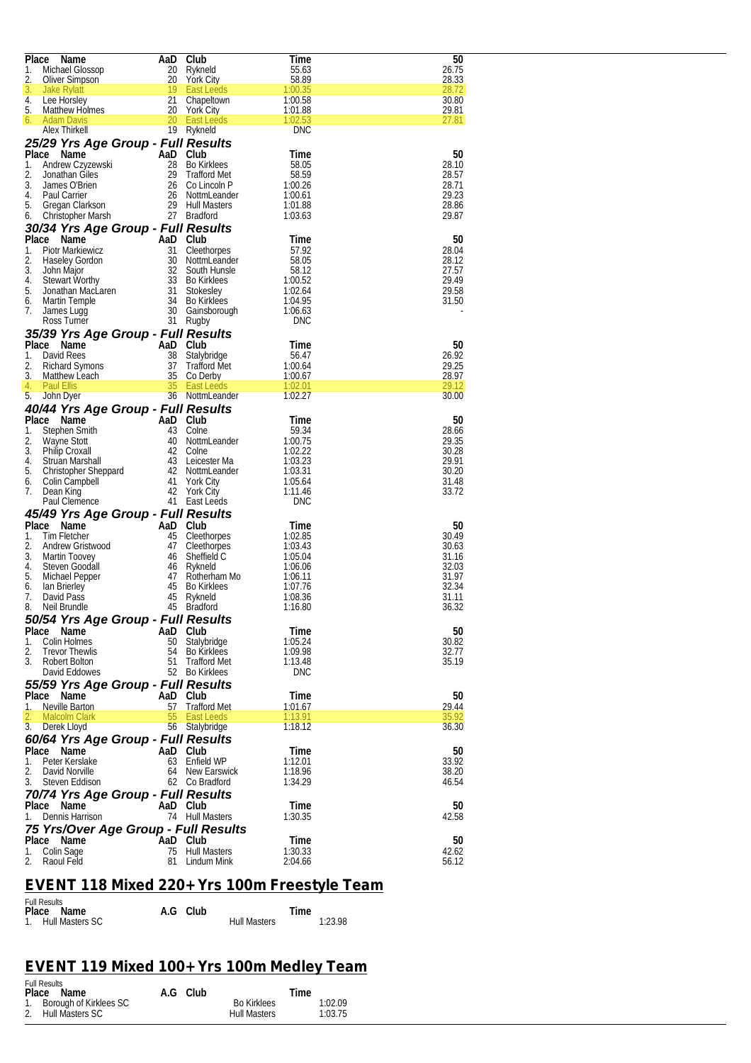| Place | Name | AaD | Club | Time | 50 |
|---|---|---|---|---|---|
| 1. | Michael Glossop | 20 | Rykneld | 55.63 | 26.75 |
| 2. | Oliver Simpson | 20 | York City | 58.89 | 28.33 |
| 3. | Jake Rylatt | 19 | East Leeds | 1:00.35 | 28.72 |
| 4. | Lee Horsley | 21 | Chapeltown | 1:00.58 | 30.80 |
| 5. | Matthew Holmes | 20 | York City | 1:01.88 | 29.81 |
| 6. | Adam Davis | 20 | East Leeds | 1:02.53 | 27.81 |
| | Alex Thirkell | 19 | Rykneld | DNC | |

### 25/29 Yrs Age Group - Full Results

| Place | Name | AaD | Club | Time | 50 |
|---|---|---|---|---|---|
| 1. | Andrew Czyzewski | 28 | Bo Kirklees | 58.05 | 28.10 |
| 2. | Jonathan Giles | 29 | Trafford Met | 58.59 | 28.57 |
| 3. | James O'Brien | 26 | Co Lincoln P | 1:00.26 | 28.71 |
| 4. | Paul Carrier | 26 | NottmLeander | 1:00.61 | 29.23 |
| 5. | Gregan Clarkson | 29 | Hull Masters | 1:01.88 | 28.86 |
| 6. | Christopher Marsh | 27 | Bradford | 1:03.63 | 29.87 |

### 30/34 Yrs Age Group - Full Results

| Place | Name | AaD | Club | Time | 50 |
|---|---|---|---|---|---|
| 1. | Piotr Markiewicz | 31 | Cleethorpes | 57.92 | 28.04 |
| 2. | Haseley Gordon | 30 | NottmLeander | 58.05 | 28.12 |
| 3. | John Major | 32 | South Hunsle | 58.12 | 27.57 |
| 4. | Stewart Worthy | 33 | Bo Kirklees | 1:00.52 | 29.49 |
| 5. | Jonathan MacLaren | 31 | Stokesley | 1:02.64 | 29.58 |
| 6. | Martin Temple | 34 | Bo Kirklees | 1:04.95 | 31.50 |
| 7. | James Lugg | 30 | Gainsborough | 1:06.63 | - |
| | Ross Turner | 31 | Rugby | DNC | |

### 35/39 Yrs Age Group - Full Results

| Place | Name | AaD | Club | Time | 50 |
|---|---|---|---|---|---|
| 1. | David Rees | 38 | Stalybridge | 56.47 | 26.92 |
| 2. | Richard Symons | 37 | Trafford Met | 1:00.64 | 29.25 |
| 3. | Matthew Leach | 35 | Co Derby | 1:00.67 | 28.97 |
| 4. | Paul Ellis | 35 | East Leeds | 1:02.01 | 29.12 |
| 5. | John Dyer | 36 | NottmLeander | 1:02.27 | 30.00 |

### 40/44 Yrs Age Group - Full Results

| Place | Name | AaD | Club | Time | 50 |
|---|---|---|---|---|---|
| 1. | Stephen Smith | 43 | Colne | 59.34 | 28.66 |
| 2. | Wayne Stott | 40 | NottmLeander | 1:00.75 | 29.35 |
| 3. | Philip Croxall | 42 | Colne | 1:02.22 | 30.28 |
| 4. | Struan Marshall | 43 | Leicester Ma | 1:03.23 | 29.91 |
| 5. | Christopher Sheppard | 42 | NottmLeander | 1:03.31 | 30.20 |
| 6. | Colin Campbell | 41 | York City | 1:05.64 | 31.48 |
| 7. | Dean King | 42 | York City | 1:11.46 | 33.72 |
| | Paul Clemence | 41 | East Leeds | DNC | |

### 45/49 Yrs Age Group - Full Results

| Place | Name | AaD | Club | Time | 50 |
|---|---|---|---|---|---|
| 1. | Tim Fletcher | 45 | Cleethorpes | 1:02.85 | 30.49 |
| 2. | Andrew Gristwood | 47 | Cleethorpes | 1:03.43 | 30.63 |
| 3. | Martin Toovey | 46 | Sheffield C | 1:05.04 | 31.16 |
| 4. | Steven Goodall | 46 | Rykneld | 1:06.06 | 32.03 |
| 5. | Michael Pepper | 47 | Rotherham Mo | 1:06.11 | 31.97 |
| 6. | Ian Brierley | 45 | Bo Kirklees | 1:07.76 | 32.34 |
| 7. | David Pass | 45 | Rykneld | 1:08.36 | 31.11 |
| 8. | Neil Brundle | 45 | Bradford | 1:16.80 | 36.32 |

### 50/54 Yrs Age Group - Full Results

| Place | Name | AaD | Club | Time | 50 |
|---|---|---|---|---|---|
| 1. | Colin Holmes | 50 | Stalybridge | 1:05.24 | 30.82 |
| 2. | Trevor Thewlis | 54 | Bo Kirklees | 1:09.98 | 32.77 |
| 3. | Robert Bolton | 51 | Trafford Met | 1:13.48 | 35.19 |
| | David Eddowes | 52 | Bo Kirklees | DNC | |

### 55/59 Yrs Age Group - Full Results

| Place | Name | AaD | Club | Time | 50 |
|---|---|---|---|---|---|
| 1. | Neville Barton | 57 | Trafford Met | 1:01.67 | 29.44 |
| 2. | Malcolm Clark | 55 | East Leeds | 1:13.91 | 35.92 |
| 3. | Derek Lloyd | 56 | Stalybridge | 1:18.12 | 36.30 |

### 60/64 Yrs Age Group - Full Results

| Place | Name | AaD | Club | Time | 50 |
|---|---|---|---|---|---|
| 1. | Peter Kerslake | 63 | Enfield WP | 1:12.01 | 33.92 |
| 2. | David Norville | 64 | New Earswick | 1:18.96 | 38.20 |
| 3. | Steven Eddison | 62 | Co Bradford | 1:34.29 | 46.54 |

### 70/74 Yrs Age Group - Full Results

| Place | Name | AaD | Club | Time | 50 |
|---|---|---|---|---|---|
| 1. | Dennis Harrison | 74 | Hull Masters | 1:30.35 | 42.58 |

### 75 Yrs/Over Age Group - Full Results

| Place | Name | AaD | Club | Time | 50 |
|---|---|---|---|---|---|
| 1. | Colin Sage | 75 | Hull Masters | 1:30.33 | 42.62 |
| 2. | Raoul Feld | 81 | Lindum Mink | 2:04.66 | 56.12 |

## EVENT 118 Mixed 220+ Yrs 100m Freestyle Team

Full Results

| Place | Name | A.G | Club | Time |
|---|---|---|---|---|
| 1. | Hull Masters SC | | Hull Masters | 1:23.98 |

## EVENT 119 Mixed 100+ Yrs 100m Medley Team

Full Results

| Place | Name | A.G | Club | Time |
|---|---|---|---|---|
| 1. | Borough of Kirklees SC | | Bo Kirklees | 1:02.09 |
| 2. | Hull Masters SC | | Hull Masters | 1:03.75 |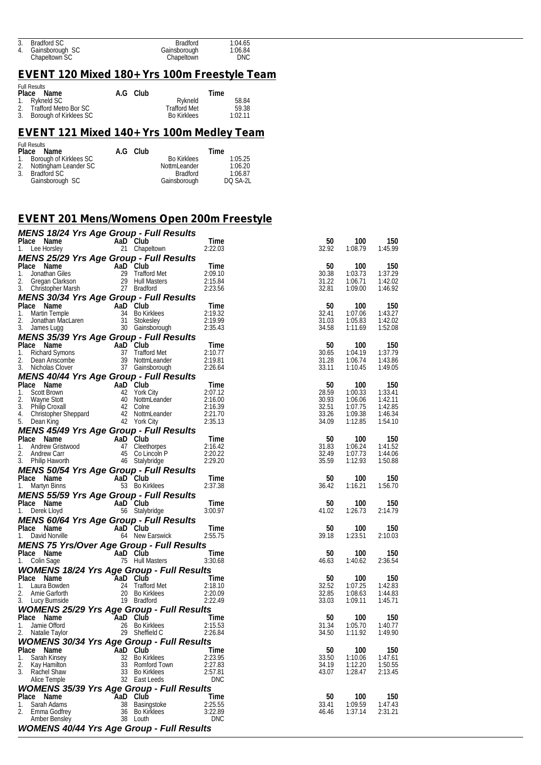| | | | |
|---|---|---|---|
| 3. | Bradford SC | Bradford | 1:04.65 |
| 4. | Gainsborough SC | Gainsborough | 1:06.84 |
| | Chapeltown SC | Chapeltown | DNC |

## EVENT 120 Mixed 180+ Yrs 100m Freestyle Team

Full Results

| Place | Name | A.G | Club | Time |
|---|---|---|---|---|
| 1. | Rykneld SC | | Rykneld | 58.84 |
| 2. | Trafford Metro Bor SC | | Trafford Met | 59.38 |
| 3. | Borough of Kirklees SC | | Bo Kirklees | 1:02.11 |

## EVENT 121 Mixed 140+ Yrs 100m Medley Team

Full Results

| Place | Name | A.G | Club | Time |
|---|---|---|---|---|
| 1. | Borough of Kirklees SC | | Bo Kirklees | 1:05.25 |
| 2. | Nottingham Leander SC | | NottmLeander | 1:06.20 |
| 3. | Bradford SC | | Bradford | 1:06.87 |
| | Gainsborough SC | | Gainsborough | DQ SA-2L |

## EVENT 201 Mens/Womens Open 200m Freestyle

### MENS 18/24 Yrs Age Group - Full Results

| Place | Name | AaD | Club | Time | 50 | 100 | 150 |
|---|---|---|---|---|---|---|---|
| 1. | Lee Horsley | 21 | Chapeltown | 2:22.03 | 32.92 | 1:08.79 | 1:45.99 |

### MENS 25/29 Yrs Age Group - Full Results

| Place | Name | AaD | Club | Time | 50 | 100 | 150 |
|---|---|---|---|---|---|---|---|
| 1. | Jonathan Giles | 29 | Trafford Met | 2:09.10 | 30.38 | 1:03.73 | 1:37.29 |
| 2. | Gregan Clarkson | 29 | Hull Masters | 2:15.84 | 31.22 | 1:06.71 | 1:42.02 |
| 3. | Christopher Marsh | 27 | Bradford | 2:23.56 | 32.81 | 1:09.00 | 1:46.92 |

### MENS 30/34 Yrs Age Group - Full Results

| Place | Name | AaD | Club | Time | 50 | 100 | 150 |
|---|---|---|---|---|---|---|---|
| 1. | Martin Temple | 34 | Bo Kirklees | 2:19.32 | 32.41 | 1:07.06 | 1:43.27 |
| 2. | Jonathan MacLaren | 31 | Stokesley | 2:19.99 | 31.03 | 1:05.83 | 1:42.02 |
| 3. | James Lugg | 30 | Gainsborough | 2:35.43 | 34.58 | 1:11.69 | 1:52.08 |

### MENS 35/39 Yrs Age Group - Full Results

| Place | Name | AaD | Club | Time | 50 | 100 | 150 |
|---|---|---|---|---|---|---|---|
| 1. | Richard Symons | 37 | Trafford Met | 2:10.77 | 30.65 | 1:04.19 | 1:37.79 |
| 2. | Dean Anscombe | 39 | NottmLeander | 2:19.81 | 31.28 | 1:06.74 | 1:43.86 |
| 3. | Nicholas Clover | 37 | Gainsborough | 2:26.64 | 33.11 | 1:10.45 | 1:49.05 |

### MENS 40/44 Yrs Age Group - Full Results

| Place | Name | AaD | Club | Time | 50 | 100 | 150 |
|---|---|---|---|---|---|---|---|
| 1. | Scott Brown | 42 | York City | 2:07.12 | 28.59 | 1:00.33 | 1:33.41 |
| 2. | Wayne Stott | 40 | NottmLeander | 2:16.00 | 30.93 | 1:06.06 | 1:42.11 |
| 3. | Philip Croxall | 42 | Colne | 2:16.39 | 32.51 | 1:07.75 | 1:42.85 |
| 4. | Christopher Sheppard | 42 | NottmLeander | 2:21.70 | 33.26 | 1:09.38 | 1:46.34 |
| 5. | Dean King | 42 | York City | 2:35.13 | 34.09 | 1:12.85 | 1:54.10 |

### MENS 45/49 Yrs Age Group - Full Results

| Place | Name | AaD | Club | Time | 50 | 100 | 150 |
|---|---|---|---|---|---|---|---|
| 1. | Andrew Gristwood | 47 | Cleethorpes | 2:16.42 | 31.83 | 1:06.24 | 1:41.52 |
| 2. | Andrew Carr | 45 | Co Lincoln P | 2:20.22 | 32.49 | 1:07.73 | 1:44.06 |
| 3. | Philip Haworth | 46 | Stalybridge | 2:29.20 | 35.59 | 1:12.93 | 1:50.88 |

### MENS 50/54 Yrs Age Group - Full Results

| Place | Name | AaD | Club | Time | 50 | 100 | 150 |
|---|---|---|---|---|---|---|---|
| 1. | Martyn Binns | 53 | Bo Kirklees | 2:37.38 | 36.42 | 1:16.21 | 1:56.70 |

### MENS 55/59 Yrs Age Group - Full Results

| Place | Name | AaD | Club | Time | 50 | 100 | 150 |
|---|---|---|---|---|---|---|---|
| 1. | Derek Lloyd | 56 | Stalybridge | 3:00.97 | 41.02 | 1:26.73 | 2:14.79 |

### MENS 60/64 Yrs Age Group - Full Results

| Place | Name | AaD | Club | Time | 50 | 100 | 150 |
|---|---|---|---|---|---|---|---|
| 1. | David Norville | 64 | New Earswick | 2:55.75 | 39.18 | 1:23.51 | 2:10.03 |

### MENS 75 Yrs/Over Age Group - Full Results

| Place | Name | AaD | Club | Time | 50 | 100 | 150 |
|---|---|---|---|---|---|---|---|
| 1. | Colin Sage | 75 | Hull Masters | 3:30.68 | 46.63 | 1:40.62 | 2:36.54 |

### WOMENS 18/24 Yrs Age Group - Full Results

| Place | Name | AaD | Club | Time | 50 | 100 | 150 |
|---|---|---|---|---|---|---|---|
| 1. | Laura Bowden | 24 | Trafford Met | 2:18.10 | 32.52 | 1:07.25 | 1:42.83 |
| 2. | Amie Garforth | 20 | Bo Kirklees | 2:20.09 | 32.85 | 1:08.63 | 1:44.83 |
| 3. | Lucy Burnside | 19 | Bradford | 2:22.49 | 33.03 | 1:09.11 | 1:45.71 |

### WOMENS 25/29 Yrs Age Group - Full Results

| Place | Name | AaD | Club | Time | 50 | 100 | 150 |
|---|---|---|---|---|---|---|---|
| 1. | Jamie Offord | 26 | Bo Kirklees | 2:15.53 | 31.34 | 1:05.70 | 1:40.77 |
| 2. | Natalie Taylor | 29 | Sheffield C | 2:26.84 | 34.50 | 1:11.92 | 1:49.90 |

### WOMENS 30/34 Yrs Age Group - Full Results

| Place | Name | AaD | Club | Time | 50 | 100 | 150 |
|---|---|---|---|---|---|---|---|
| 1. | Sarah Kinsey | 32 | Bo Kirklees | 2:23.95 | 33.50 | 1:10.06 | 1:47.61 |
| 2. | Kay Hamilton | 33 | Romford Town | 2:27.83 | 34.19 | 1:12.20 | 1:50.55 |
| 3. | Rachel Shaw | 33 | Bo Kirklees | 2:57.81 | 43.07 | 1:28.47 | 2:13.45 |
| | Alice Temple | 32 | East Leeds | DNC | | | |

### WOMENS 35/39 Yrs Age Group - Full Results

| Place | Name | AaD | Club | Time | 50 | 100 | 150 |
|---|---|---|---|---|---|---|---|
| 1. | Sarah Adams | 38 | Basingstoke | 2:25.55 | 33.41 | 1:09.59 | 1:47.43 |
| 2. | Emma Godfrey | 36 | Bo Kirklees | 3:22.89 | 46.46 | 1:37.14 | 2:31.21 |
| | Amber Bensley | 38 | Louth | DNC | | | |

### WOMENS 40/44 Yrs Age Group - Full Results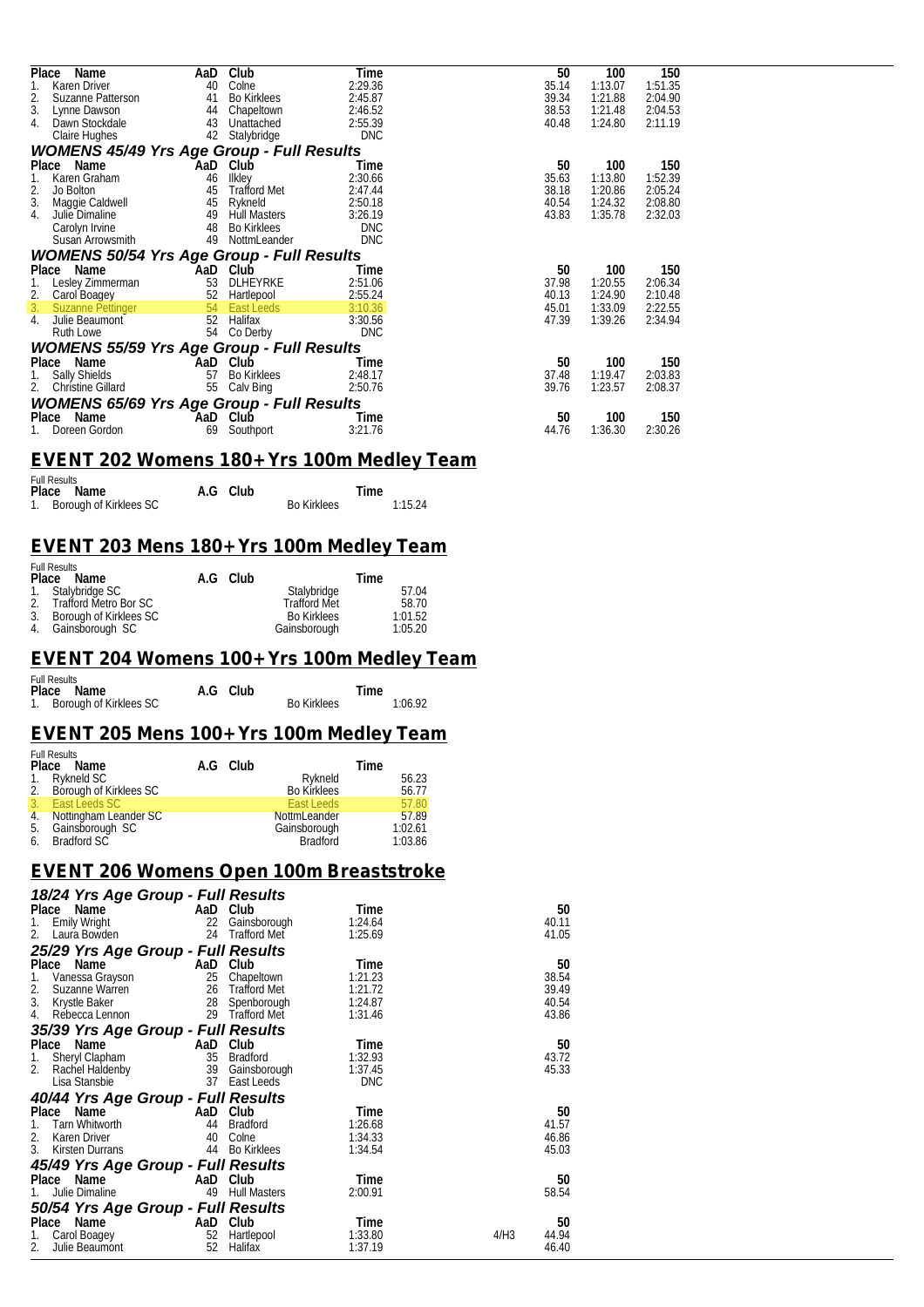| Place | Name | AaD | Club | Time | 50 | 100 | 150 |
|---|---|---|---|---|---|---|---|
| 1. | Karen Driver | 40 | Colne | 2:29.36 | 35.14 | 1:13.07 | 1:51.35 |
| 2. | Suzanne Patterson | 41 | Bo Kirklees | 2:45.87 | 39.34 | 1:21.88 | 2:04.90 |
| 3. | Lynne Dawson | 44 | Chapeltown | 2:46.52 | 38.53 | 1:21.48 | 2:04.53 |
| 4. | Dawn Stockdale | 43 | Unattached | 2:55.39 | 40.48 | 1:24.80 | 2:11.19 |
| | Claire Hughes | 42 | Stalybridge | DNC | | | |

### *WOMENS 45/49 Yrs Age Group - Full Results*

| Place | Name | AaD | Club | Time | 50 | 100 | 150 |
|---|---|---|---|---|---|---|---|
| 1. | Karen Graham | 46 | Ilkley | 2:30.66 | 35.63 | 1:13.80 | 1:52.39 |
| 2. | Jo Bolton | 45 | Trafford Met | 2:47.44 | 38.18 | 1:20.86 | 2:05.24 |
| 3. | Maggie Caldwell | 45 | Rykneld | 2:50.18 | 40.54 | 1:24.32 | 2:08.80 |
| 4. | Julie Dimaline | 49 | Hull Masters | 3:26.19 | 43.83 | 1:35.78 | 2:32.03 |
| | Carolyn Irvine | 48 | Bo Kirklees | DNC | | | |
| | Susan Arrowsmith | 49 | NottmLeander | DNC | | | |

### *WOMENS 50/54 Yrs Age Group - Full Results*

| Place | Name | AaD | Club | Time | 50 | 100 | 150 |
|---|---|---|---|---|---|---|---|
| 1. | Lesley Zimmerman | 53 | DLHEYRKE | 2:51.06 | 37.98 | 1:20.55 | 2:06.34 |
| 2. | Carol Boagey | 52 | Hartlepool | 2:55.24 | 40.13 | 1:24.90 | 2:10.48 |
| 3. | Suzanne Pettinger | 54 | East Leeds | 3:10.36 | 45.01 | 1:33.09 | 2:22.55 |
| 4. | Julie Beaumont | 52 | Halifax | 3:30.56 | 47.39 | 1:39.26 | 2:34.94 |
| | Ruth Lowe | 54 | Co Derby | DNC | | | |

### *WOMENS 55/59 Yrs Age Group - Full Results*

| Place | Name | AaD | Club | Time | 50 | 100 | 150 |
|---|---|---|---|---|---|---|---|
| 1. | Sally Shields | 57 | Bo Kirklees | 2:48.17 | 37.48 | 1:19.47 | 2:03.83 |
| 2. | Christine Gillard | 55 | Calv Bing | 2:50.76 | 39.76 | 1:23.57 | 2:08.37 |

### *WOMENS 65/69 Yrs Age Group - Full Results*

| Place | Name | AaD | Club | Time | 50 | 100 | 150 |
|---|---|---|---|---|---|---|---|
| 1. | Doreen Gordon | 69 | Southport | 3:21.76 | 44.76 | 1:36.30 | 2:30.26 |

## EVENT 202 Womens 180+ Yrs 100m Medley Team

Full Results

| Place | Name | A.G | Club | Time |
|---|---|---|---|---|
| 1. | Borough of Kirklees SC | | Bo Kirklees | 1:15.24 |

## EVENT 203 Mens 180+ Yrs 100m Medley Team

Full Results

| Place | Name | A.G | Club | Time |
|---|---|---|---|---|
| 1. | Stalybridge SC | | Stalybridge | 57.04 |
| 2. | Trafford Metro Bor SC | | Trafford Met | 58.70 |
| 3. | Borough of Kirklees SC | | Bo Kirklees | 1:01.52 |
| 4. | Gainsborough SC | | Gainsborough | 1:05.20 |

## EVENT 204 Womens 100+ Yrs 100m Medley Team

Full Results

| Place | Name | A.G | Club | Time |
|---|---|---|---|---|
| 1. | Borough of Kirklees SC | | Bo Kirklees | 1:06.92 |

## EVENT 205 Mens 100+ Yrs 100m Medley Team

Full Results

| Place | Name | A.G | Club | Time |
|---|---|---|---|---|
| 1. | Rykneld SC | | Rykneld | 56.23 |
| 2. | Borough of Kirklees SC | | Bo Kirklees | 56.77 |
| 3. | East Leeds SC | | East Leeds | 57.80 |
| 4. | Nottingham Leander SC | | NottmLeander | 57.89 |
| 5. | Gainsborough SC | | Gainsborough | 1:02.61 |
| 6. | Bradford SC | | Bradford | 1:03.86 |

## EVENT 206 Womens Open 100m Breaststroke

### *18/24 Yrs Age Group - Full Results*

| Place | Name | AaD | Club | Time | | 50 |
|---|---|---|---|---|---|---|
| 1. | Emily Wright | 22 | Gainsborough | 1:24.64 | | 40.11 |
| 2. | Laura Bowden | 24 | Trafford Met | 1:25.69 | | 41.05 |

### *25/29 Yrs Age Group - Full Results*

| Place | Name | AaD | Club | Time | | 50 |
|---|---|---|---|---|---|---|
| 1. | Vanessa Grayson | 25 | Chapeltown | 1:21.23 | | 38.54 |
| 2. | Suzanne Warren | 26 | Trafford Met | 1:21.72 | | 39.49 |
| 3. | Krystle Baker | 28 | Spenborough | 1:24.87 | | 40.54 |
| 4. | Rebecca Lennon | 29 | Trafford Met | 1:31.46 | | 43.86 |

### *35/39 Yrs Age Group - Full Results*

| Place | Name | AaD | Club | Time | | 50 |
|---|---|---|---|---|---|---|
| 1. | Sheryl Clapham | 35 | Bradford | 1:32.93 | | 43.72 |
| 2. | Rachel Haldenby | 39 | Gainsborough | 1:37.45 | | 45.33 |
| | Lisa Stansbie | 37 | East Leeds | DNC | | |

### *40/44 Yrs Age Group - Full Results*

| Place | Name | AaD | Club | Time | | 50 |
|---|---|---|---|---|---|---|
| 1. | Tarn Whitworth | 44 | Bradford | 1:26.68 | | 41.57 |
| 2. | Karen Driver | 40 | Colne | 1:34.33 | | 46.86 |
| 3. | Kirsten Durrans | 44 | Bo Kirklees | 1:34.54 | | 45.03 |

### *45/49 Yrs Age Group - Full Results*

| Place | Name | AaD | Club | Time | | 50 |
|---|---|---|---|---|---|---|
| 1. | Julie Dimaline | 49 | Hull Masters | 2:00.91 | | 58.54 |

### *50/54 Yrs Age Group - Full Results*

| Place | Name | AaD | Club | Time | | 50 |
|---|---|---|---|---|---|---|
| 1. | Carol Boagey | 52 | Hartlepool | 1:33.80 | 4/H3 | 44.94 |
| 2. | Julie Beaumont | 52 | Halifax | 1:37.19 | | 46.40 |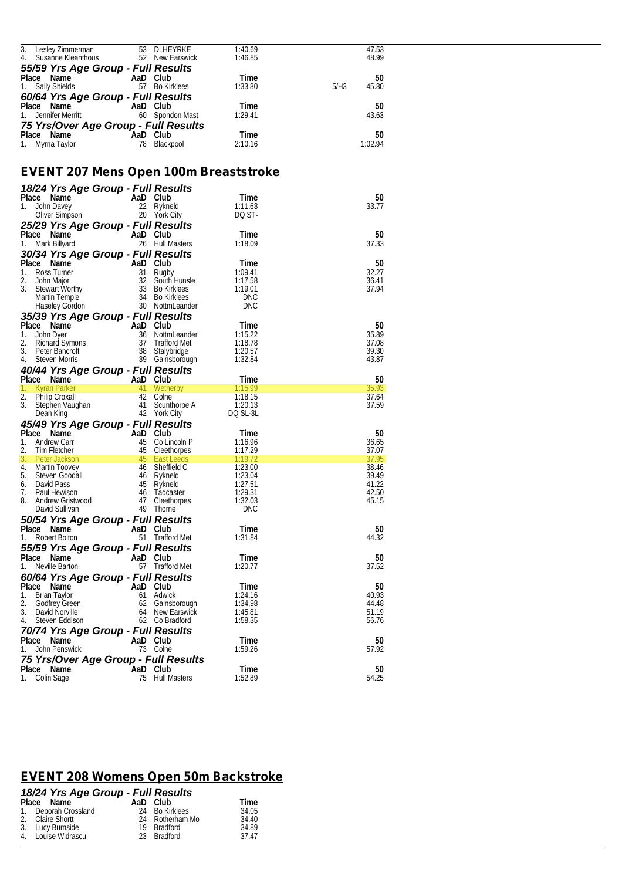| Place | Name | AaD | Club | Time | | 50 |
|---|---|---|---|---|---|---|
| 3. | Lesley Zimmerman | 53 | DLHEYRKE | 1:40.69 | | 47.53 |
| 4. | Susanne Kleanthous | 52 | New Earswick | 1:46.85 | | 48.99 |

### 55/59 Yrs Age Group - Full Results

| Place | Name | AaD | Club | Time | | 50 |
|---|---|---|---|---|---|---|
| 1. | Sally Shields | 57 | Bo Kirklees | 1:33.80 | 5/H3 | 45.80 |

### 60/64 Yrs Age Group - Full Results

| Place | Name | AaD | Club | Time | 50 |
|---|---|---|---|---|---|
| 1. | Jennifer Merritt | 60 | Spondon Mast | 1:29.41 | 43.63 |

### 75 Yrs/Over Age Group - Full Results

| Place | Name | AaD | Club | Time | 50 |
|---|---|---|---|---|---|
| 1. | Myrna Taylor | 78 | Blackpool | 2:10.16 | 1:02.94 |

## EVENT 207 Mens Open 100m Breaststroke

### 18/24 Yrs Age Group - Full Results

| Place | Name | AaD | Club | Time | 50 |
|---|---|---|---|---|---|
| 1. | John Davey | 22 | Rykneld | 1:11.63 | 33.77 |
| | Oliver Simpson | 20 | York City | DQ ST- | |

### 25/29 Yrs Age Group - Full Results

| Place | Name | AaD | Club | Time | 50 |
|---|---|---|---|---|---|
| 1. | Mark Billyard | 26 | Hull Masters | 1:18.09 | 37.33 |

### 30/34 Yrs Age Group - Full Results

| Place | Name | AaD | Club | Time | 50 |
|---|---|---|---|---|---|
| 1. | Ross Turner | 31 | Rugby | 1:09.41 | 32.27 |
| 2. | John Major | 32 | South Hunsle | 1:17.58 | 36.41 |
| 3. | Stewart Worthy | 33 | Bo Kirklees | 1:19.01 | 37.94 |
| | Martin Temple | 34 | Bo Kirklees | DNC | |
| | Haseley Gordon | 30 | NottmLeander | DNC | |

### 35/39 Yrs Age Group - Full Results

| Place | Name | AaD | Club | Time | 50 |
|---|---|---|---|---|---|
| 1. | John Dyer | 36 | NottmLeander | 1:15.22 | 35.89 |
| 2. | Richard Symons | 37 | Trafford Met | 1:18.78 | 37.08 |
| 3. | Peter Bancroft | 38 | Stalybridge | 1:20.57 | 39.30 |
| 4. | Steven Morris | 39 | Gainsborough | 1:32.84 | 43.87 |

### 40/44 Yrs Age Group - Full Results

| Place | Name | AaD | Club | Time | 50 |
|---|---|---|---|---|---|
| 1. | Kyran Parker | 41 | Wetherby | 1:15.99 | 35.93 |
| 2. | Philip Croxall | 42 | Colne | 1:18.15 | 37.64 |
| 3. | Stephen Vaughan | 41 | Scunthorpe A | 1:20.13 | 37.59 |
| | Dean King | 42 | York City | DQ SL-3L | |

### 45/49 Yrs Age Group - Full Results

| Place | Name | AaD | Club | Time | 50 |
|---|---|---|---|---|---|
| 1. | Andrew Carr | 45 | Co Lincoln P | 1:16.96 | 36.65 |
| 2. | Tim Fletcher | 45 | Cleethorpes | 1:17.29 | 37.07 |
| 3. | Peter Jackson | 45 | East Leeds | 1:19.72 | 37.95 |
| 4. | Martin Toovey | 46 | Sheffield C | 1:23.00 | 38.46 |
| 5. | Steven Goodall | 46 | Rykneld | 1:23.04 | 39.49 |
| 6. | David Pass | 45 | Rykneld | 1:27.51 | 41.22 |
| 7. | Paul Hewison | 46 | Tadcaster | 1:29.31 | 42.50 |
| 8. | Andrew Gristwood | 47 | Cleethorpes | 1:32.03 | 45.15 |
| | David Sullivan | 49 | Thorne | DNC | |

### 50/54 Yrs Age Group - Full Results

| Place | Name | AaD | Club | Time | 50 |
|---|---|---|---|---|---|
| 1. | Robert Bolton | 51 | Trafford Met | 1:31.84 | 44.32 |

### 55/59 Yrs Age Group - Full Results

| Place | Name | AaD | Club | Time | 50 |
|---|---|---|---|---|---|
| 1. | Neville Barton | 57 | Trafford Met | 1:20.77 | 37.52 |

### 60/64 Yrs Age Group - Full Results

| Place | Name | AaD | Club | Time | 50 |
|---|---|---|---|---|---|
| 1. | Brian Taylor | 61 | Adwick | 1:24.16 | 40.93 |
| 2. | Godfrey Green | 62 | Gainsborough | 1:34.98 | 44.48 |
| 3. | David Norville | 64 | New Earswick | 1:45.81 | 51.19 |
| 4. | Steven Eddison | 62 | Co Bradford | 1:58.35 | 56.76 |

### 70/74 Yrs Age Group - Full Results

| Place | Name | AaD | Club | Time | 50 |
|---|---|---|---|---|---|
| 1. | John Penswick | 73 | Colne | 1:59.26 | 57.92 |

### 75 Yrs/Over Age Group - Full Results

| Place | Name | AaD | Club | Time | 50 |
|---|---|---|---|---|---|
| 1. | Colin Sage | 75 | Hull Masters | 1:52.89 | 54.25 |

## EVENT 208 Womens Open 50m Backstroke

### 18/24 Yrs Age Group - Full Results

| Place | Name | AaD | Club | Time |
|---|---|---|---|---|
| 1. | Deborah Crossland | 24 | Bo Kirklees | 34.05 |
| 2. | Claire Shortt | 24 | Rotherham Mo | 34.40 |
| 3. | Lucy Burnside | 19 | Bradford | 34.89 |
| 4. | Louise Widrascu | 23 | Bradford | 37.47 |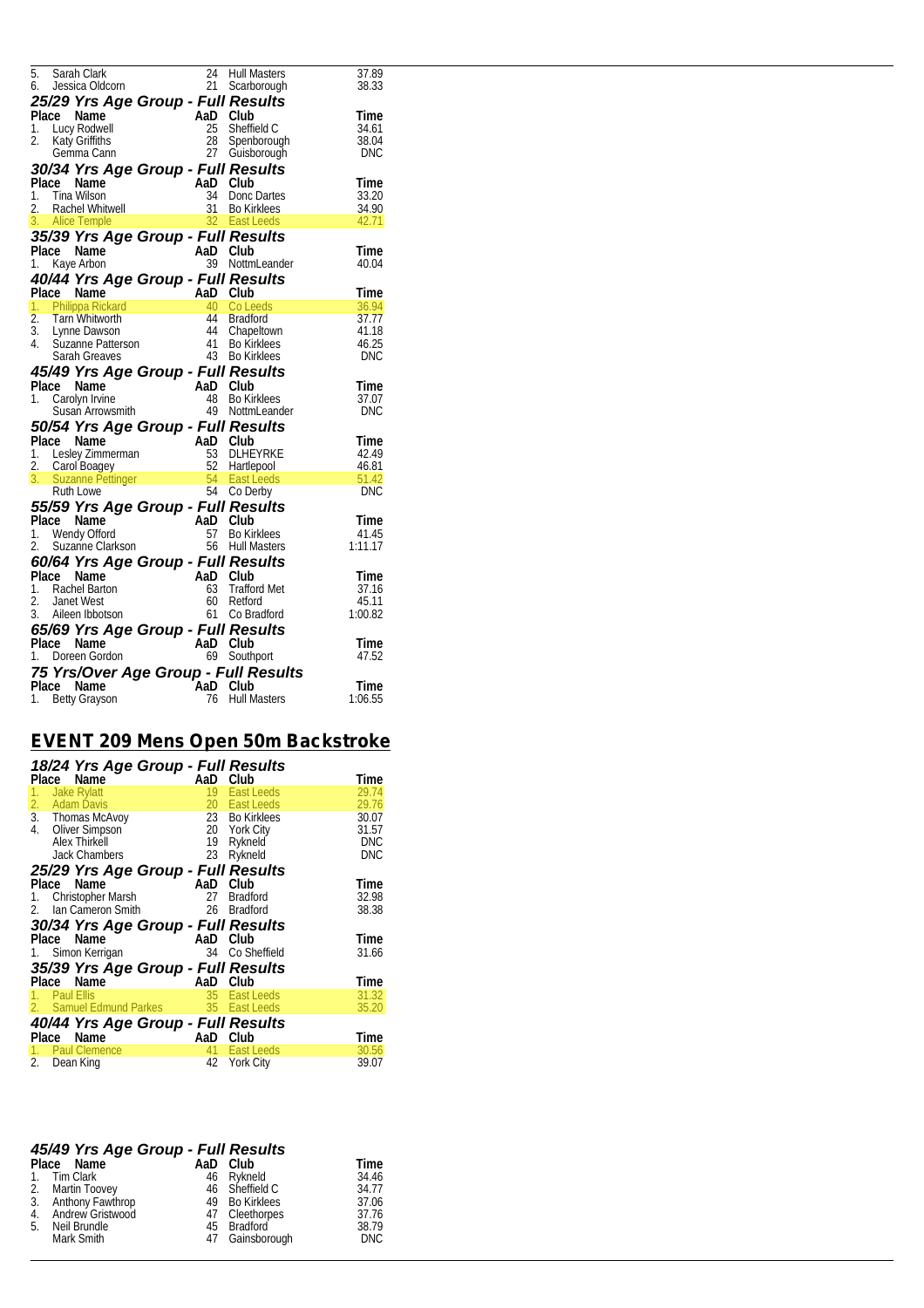| Place | Name | AaD | Club | Time |
|---|---|---|---|---|
| 5. | Sarah Clark | 24 | Hull Masters | 37.89 |
| 6. | Jessica Oldcorn | 21 | Scarborough | 38.33 |

### 25/29 Yrs Age Group - Full Results

| Place | Name | AaD | Club | Time |
|---|---|---|---|---|
| 1. | Lucy Rodwell | 25 | Sheffield C | 34.61 |
| 2. | Katy Griffiths | 28 | Spenborough | 38.04 |
| | Gemma Cann | 27 | Guisborough | DNC |

### 30/34 Yrs Age Group - Full Results

| Place | Name | AaD | Club | Time |
|---|---|---|---|---|
| 1. | Tina Wilson | 34 | Donc Dartes | 33.20 |
| 2. | Rachel Whitwell | 31 | Bo Kirklees | 34.90 |
| 3. | Alice Temple | 32 | East Leeds | 42.71 |

### 35/39 Yrs Age Group - Full Results

| Place | Name | AaD | Club | Time |
|---|---|---|---|---|
| 1. | Kaye Arbon | 39 | NottmLeander | 40.04 |

### 40/44 Yrs Age Group - Full Results

| Place | Name | AaD | Club | Time |
|---|---|---|---|---|
| 1. | Philippa Rickard | 40 | Co Leeds | 36.94 |
| 2. | Tarn Whitworth | 44 | Bradford | 37.77 |
| 3. | Lynne Dawson | 44 | Chapeltown | 41.18 |
| 4. | Suzanne Patterson | 41 | Bo Kirklees | 46.25 |
| | Sarah Greaves | 43 | Bo Kirklees | DNC |

### 45/49 Yrs Age Group - Full Results

| Place | Name | AaD | Club | Time |
|---|---|---|---|---|
| 1. | Carolyn Irvine | 48 | Bo Kirklees | 37.07 |
| | Susan Arrowsmith | 49 | NottmLeander | DNC |

### 50/54 Yrs Age Group - Full Results

| Place | Name | AaD | Club | Time |
|---|---|---|---|---|
| 1. | Lesley Zimmerman | 53 | DLHEYRKE | 42.49 |
| 2. | Carol Boagey | 52 | Hartlepool | 46.81 |
| 3. | Suzanne Pettinger | 54 | East Leeds | 51.42 |
| | Ruth Lowe | 54 | Co Derby | DNC |

### 55/59 Yrs Age Group - Full Results

| Place | Name | AaD | Club | Time |
|---|---|---|---|---|
| 1. | Wendy Offord | 57 | Bo Kirklees | 41.45 |
| 2. | Suzanne Clarkson | 56 | Hull Masters | 1:11.17 |

### 60/64 Yrs Age Group - Full Results

| Place | Name | AaD | Club | Time |
|---|---|---|---|---|
| 1. | Rachel Barton | 63 | Trafford Met | 37.16 |
| 2. | Janet West | 60 | Retford | 45.11 |
| 3. | Aileen Ibbotson | 61 | Co Bradford | 1:00.82 |

### 65/69 Yrs Age Group - Full Results

| Place | Name | AaD | Club | Time |
|---|---|---|---|---|
| 1. | Doreen Gordon | 69 | Southport | 47.52 |

### 75 Yrs/Over Age Group - Full Results

| Place | Name | AaD | Club | Time |
|---|---|---|---|---|
| 1. | Betty Grayson | 76 | Hull Masters | 1:06.55 |

## EVENT 209 Mens Open 50m Backstroke

### 18/24 Yrs Age Group - Full Results

| Place | Name | AaD | Club | Time |
|---|---|---|---|---|
| 1. | Jake Rylatt | 19 | East Leeds | 29.74 |
| 2. | Adam Davis | 20 | East Leeds | 29.76 |
| 3. | Thomas McAvoy | 23 | Bo Kirklees | 30.07 |
| 4. | Oliver Simpson | 20 | York City | 31.57 |
| | Alex Thirkell | 19 | Rykneld | DNC |
| | Jack Chambers | 23 | Rykneld | DNC |

### 25/29 Yrs Age Group - Full Results

| Place | Name | AaD | Club | Time |
|---|---|---|---|---|
| 1. | Christopher Marsh | 27 | Bradford | 32.98 |
| 2. | Ian Cameron Smith | 26 | Bradford | 38.38 |

### 30/34 Yrs Age Group - Full Results

| Place | Name | AaD | Club | Time |
|---|---|---|---|---|
| 1. | Simon Kerrigan | 34 | Co Sheffield | 31.66 |

### 35/39 Yrs Age Group - Full Results

| Place | Name | AaD | Club | Time |
|---|---|---|---|---|
| 1. | Paul Ellis | 35 | East Leeds | 31.32 |
| 2. | Samuel Edmund Parkes | 35 | East Leeds | 35.20 |

### 40/44 Yrs Age Group - Full Results

| Place | Name | AaD | Club | Time |
|---|---|---|---|---|
| 1. | Paul Clemence | 41 | East Leeds | 30.56 |
| 2. | Dean King | 42 | York City | 39.07 |

### 45/49 Yrs Age Group - Full Results

| Place | Name | AaD | Club | Time |
|---|---|---|---|---|
| 1. | Tim Clark | 46 | Rykneld | 34.46 |
| 2. | Martin Toovey | 46 | Sheffield C | 34.77 |
| 3. | Anthony Fawthrop | 49 | Bo Kirklees | 37.06 |
| 4. | Andrew Gristwood | 47 | Cleethorpes | 37.76 |
| 5. | Neil Brundle | 45 | Bradford | 38.79 |
| | Mark Smith | 47 | Gainsborough | DNC |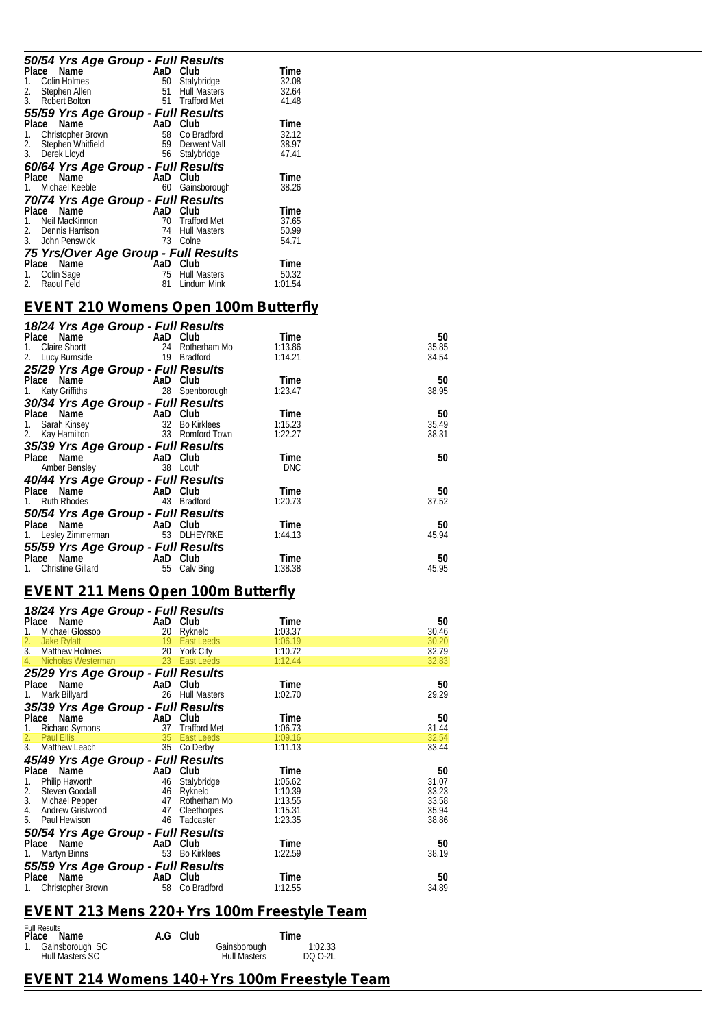### 50/54 Yrs Age Group - Full Results

| Place | Name | AaD | Club | Time |
|---|---|---|---|---|
| 1. | Colin Holmes | 50 | Stalybridge | 32.08 |
| 2. | Stephen Allen | 51 | Hull Masters | 32.64 |
| 3. | Robert Bolton | 51 | Trafford Met | 41.48 |

### 55/59 Yrs Age Group - Full Results

| Place | Name | AaD | Club | Time |
|---|---|---|---|---|
| 1. | Christopher Brown | 58 | Co Bradford | 32.12 |
| 2. | Stephen Whitfield | 59 | Derwent Vall | 38.97 |
| 3. | Derek Lloyd | 56 | Stalybridge | 47.41 |

### 60/64 Yrs Age Group - Full Results

| Place | Name | AaD | Club | Time |
|---|---|---|---|---|
| 1. | Michael Keeble | 60 | Gainsborough | 38.26 |

### 70/74 Yrs Age Group - Full Results

| Place | Name | AaD | Club | Time |
|---|---|---|---|---|
| 1. | Neil MacKinnon | 70 | Trafford Met | 37.65 |
| 2. | Dennis Harrison | 74 | Hull Masters | 50.99 |
| 3. | John Penswick | 73 | Colne | 54.71 |

### 75 Yrs/Over Age Group - Full Results

| Place | Name | AaD | Club | Time |
|---|---|---|---|---|
| 1. | Colin Sage | 75 | Hull Masters | 50.32 |
| 2. | Raoul Feld | 81 | Lindum Mink | 1:01.54 |

## EVENT 210 Womens Open 100m Butterfly

### 18/24 Yrs Age Group - Full Results

| Place | Name | AaD | Club | Time | 50 |
|---|---|---|---|---|---|
| 1. | Claire Shortt | 24 | Rotherham Mo | 1:13.86 | 35.85 |
| 2. | Lucy Burnside | 19 | Bradford | 1:14.21 | 34.54 |

### 25/29 Yrs Age Group - Full Results

| Place | Name | AaD | Club | Time | 50 |
|---|---|---|---|---|---|
| 1. | Katy Griffiths | 28 | Spenborough | 1:23.47 | 38.95 |

### 30/34 Yrs Age Group - Full Results

| Place | Name | AaD | Club | Time | 50 |
|---|---|---|---|---|---|
| 1. | Sarah Kinsey | 32 | Bo Kirklees | 1:15.23 | 35.49 |
| 2. | Kay Hamilton | 33 | Romford Town | 1:22.27 | 38.31 |

### 35/39 Yrs Age Group - Full Results

| Place | Name | AaD | Club | Time | 50 |
|---|---|---|---|---|---|
| | Amber Bensley | 38 | Louth | DNC | |

### 40/44 Yrs Age Group - Full Results

| Place | Name | AaD | Club | Time | 50 |
|---|---|---|---|---|---|
| 1. | Ruth Rhodes | 43 | Bradford | 1:20.73 | 37.52 |

### 50/54 Yrs Age Group - Full Results

| Place | Name | AaD | Club | Time | 50 |
|---|---|---|---|---|---|
| 1. | Lesley Zimmerman | 53 | DLHEYRKE | 1:44.13 | 45.94 |

### 55/59 Yrs Age Group - Full Results

| Place | Name | AaD | Club | Time | 50 |
|---|---|---|---|---|---|
| 1. | Christine Gillard | 55 | Calv Bing | 1:38.38 | 45.95 |

## EVENT 211 Mens Open 100m Butterfly

### 18/24 Yrs Age Group - Full Results

| Place | Name | AaD | Club | Time | 50 |
|---|---|---|---|---|---|
| 1. | Michael Glossop | 20 | Rykneld | 1:03.37 | 30.46 |
| 2. | Jake Rylatt | 19 | East Leeds | 1:06.19 | 30.20 |
| 3. | Matthew Holmes | 20 | York City | 1:10.72 | 32.79 |
| 4. | Nicholas Westerman | 23 | East Leeds | 1:12.44 | 32.83 |

### 25/29 Yrs Age Group - Full Results

| Place | Name | AaD | Club | Time | 50 |
|---|---|---|---|---|---|
| 1. | Mark Billyard | 26 | Hull Masters | 1:02.70 | 29.29 |

### 35/39 Yrs Age Group - Full Results

| Place | Name | AaD | Club | Time | 50 |
|---|---|---|---|---|---|
| 1. | Richard Symons | 37 | Trafford Met | 1:06.73 | 31.44 |
| 2. | Paul Ellis | 35 | East Leeds | 1:09.16 | 32.54 |
| 3. | Matthew Leach | 35 | Co Derby | 1:11.13 | 33.44 |

### 45/49 Yrs Age Group - Full Results

| Place | Name | AaD | Club | Time | 50 |
|---|---|---|---|---|---|
| 1. | Philip Haworth | 46 | Stalybridge | 1:05.62 | 31.07 |
| 2. | Steven Goodall | 46 | Rykneld | 1:10.39 | 33.23 |
| 3. | Michael Pepper | 47 | Rotherham Mo | 1:13.55 | 33.58 |
| 4. | Andrew Gristwood | 47 | Cleethorpes | 1:15.31 | 35.94 |
| 5. | Paul Hewison | 46 | Tadcaster | 1:23.35 | 38.86 |

### 50/54 Yrs Age Group - Full Results

| Place | Name | AaD | Club | Time | 50 |
|---|---|---|---|---|---|
| 1. | Martyn Binns | 53 | Bo Kirklees | 1:22.59 | 38.19 |

### 55/59 Yrs Age Group - Full Results

| Place | Name | AaD | Club | Time | 50 |
|---|---|---|---|---|---|
| 1. | Christopher Brown | 58 | Co Bradford | 1:12.55 | 34.89 |

## EVENT 213 Mens 220+ Yrs 100m Freestyle Team

Full Results

| Place | Name | A.G | Club | Time |
|---|---|---|---|---|
| 1. | Gainsborough SC | | Gainsborough | 1:02.33 |
| | Hull Masters SC | | Hull Masters | DQ O-2L |

## EVENT 214 Womens 140+ Yrs 100m Freestyle Team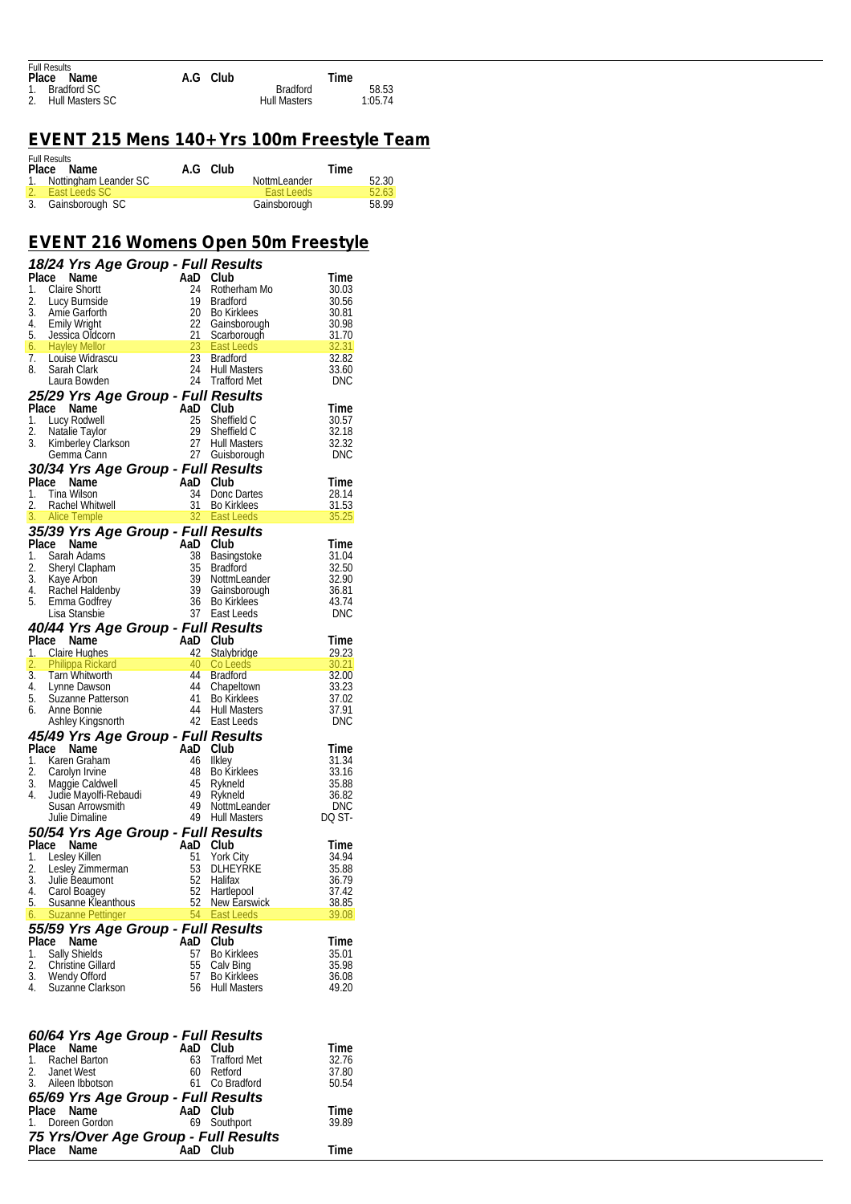Full Results

| Place | Name | A.G | Club | Time |
|---|---|---|---|---|
| 1. | Bradford SC | | Bradford | 58.53 |
| 2. | Hull Masters SC | | Hull Masters | 1:05.74 |

## EVENT 215 Mens 140+ Yrs 100m Freestyle Team

Full Results

| Place | Name | A.G | Club | Time |
|---|---|---|---|---|
| 1. | Nottingham Leander SC | | NottmLeander | 52.30 |
| 2. | East Leeds SC | | East Leeds | 52.63 |
| 3. | Gainsborough SC | | Gainsborough | 58.99 |

## EVENT 216 Womens Open 50m Freestyle

### *18/24 Yrs Age Group - Full Results*

| Place | Name | AaD | Club | Time |
|---|---|---|---|---|
| 1. | Claire Shortt | 24 | Rotherham Mo | 30.03 |
| 2. | Lucy Burnside | 19 | Bradford | 30.56 |
| 3. | Amie Garforth | 20 | Bo Kirklees | 30.81 |
| 4. | Emily Wright | 22 | Gainsborough | 30.98 |
| 5. | Jessica Oldcorn | 21 | Scarborough | 31.70 |
| 6. | Hayley Mellor | 23 | East Leeds | 32.31 |
| 7. | Louise Widrascu | 23 | Bradford | 32.82 |
| 8. | Sarah Clark | 24 | Hull Masters | 33.60 |
| | Laura Bowden | 24 | Trafford Met | DNC |

### *25/29 Yrs Age Group - Full Results*

| Place | Name | AaD | Club | Time |
|---|---|---|---|---|
| 1. | Lucy Rodwell | 25 | Sheffield C | 30.57 |
| 2. | Natalie Taylor | 29 | Sheffield C | 32.18 |
| 3. | Kimberley Clarkson | 27 | Hull Masters | 32.32 |
| | Gemma Cann | 27 | Guisborough | DNC |

### *30/34 Yrs Age Group - Full Results*

| Place | Name | AaD | Club | Time |
|---|---|---|---|---|
| 1. | Tina Wilson | 34 | Donc Dartes | 28.14 |
| 2. | Rachel Whitwell | 31 | Bo Kirklees | 31.53 |
| 3. | Alice Temple | 32 | East Leeds | 35.25 |

### *35/39 Yrs Age Group - Full Results*

| Place | Name | AaD | Club | Time |
|---|---|---|---|---|
| 1. | Sarah Adams | 38 | Basingstoke | 31.04 |
| 2. | Sheryl Clapham | 35 | Bradford | 32.50 |
| 3. | Kaye Arbon | 39 | NottmLeander | 32.90 |
| 4. | Rachel Haldenby | 39 | Gainsborough | 36.81 |
| 5. | Emma Godfrey | 36 | Bo Kirklees | 43.74 |
| | Lisa Stansbie | 37 | East Leeds | DNC |

### *40/44 Yrs Age Group - Full Results*

| Place | Name | AaD | Club | Time |
|---|---|---|---|---|
| 1. | Claire Hughes | 42 | Stalybridge | 29.23 |
| 2. | Philippa Rickard | 40 | Co Leeds | 30.21 |
| 3. | Tarn Whitworth | 44 | Bradford | 32.00 |
| 4. | Lynne Dawson | 44 | Chapeltown | 33.23 |
| 5. | Suzanne Patterson | 41 | Bo Kirklees | 37.02 |
| 6. | Anne Bonnie | 44 | Hull Masters | 37.91 |
| | Ashley Kingsnorth | 42 | East Leeds | DNC |

### *45/49 Yrs Age Group - Full Results*

| Place | Name | AaD | Club | Time |
|---|---|---|---|---|
| 1. | Karen Graham | 46 | Ilkley | 31.34 |
| 2. | Carolyn Irvine | 48 | Bo Kirklees | 33.16 |
| 3. | Maggie Caldwell | 45 | Rykneld | 35.88 |
| 4. | Judie Mayolfi-Rebaudi | 49 | Rykneld | 36.82 |
| | Susan Arrowsmith | 49 | NottmLeander | DNC |
| | Julie Dimaline | 49 | Hull Masters | DQ ST- |

### *50/54 Yrs Age Group - Full Results*

| Place | Name | AaD | Club | Time |
|---|---|---|---|---|
| 1. | Lesley Killen | 51 | York City | 34.94 |
| 2. | Lesley Zimmerman | 53 | DLHEYRKE | 35.88 |
| 3. | Julie Beaumont | 52 | Halifax | 36.79 |
| 4. | Carol Boagey | 52 | Hartlepool | 37.42 |
| 5. | Susanne Kleanthous | 52 | New Earswick | 38.85 |
| 6. | Suzanne Pettinger | 54 | East Leeds | 39.08 |

### *55/59 Yrs Age Group - Full Results*

| Place | Name | AaD | Club | Time |
|---|---|---|---|---|
| 1. | Sally Shields | 57 | Bo Kirklees | 35.01 |
| 2. | Christine Gillard | 55 | Calv Bing | 35.98 |
| 3. | Wendy Offord | 57 | Bo Kirklees | 36.08 |
| 4. | Suzanne Clarkson | 56 | Hull Masters | 49.20 |

### *60/64 Yrs Age Group - Full Results*

| Place | Name | AaD | Club | Time |
|---|---|---|---|---|
| 1. | Rachel Barton | 63 | Trafford Met | 32.76 |
| 2. | Janet West | 60 | Retford | 37.80 |
| 3. | Aileen Ibbotson | 61 | Co Bradford | 50.54 |

### *65/69 Yrs Age Group - Full Results*

| Place | Name | AaD | Club | Time |
|---|---|---|---|---|
| 1. | Doreen Gordon | 69 | Southport | 39.89 |

### *75 Yrs/Over Age Group - Full Results*

| Place | Name | AaD | Club | Time |
|---|---|---|---|---|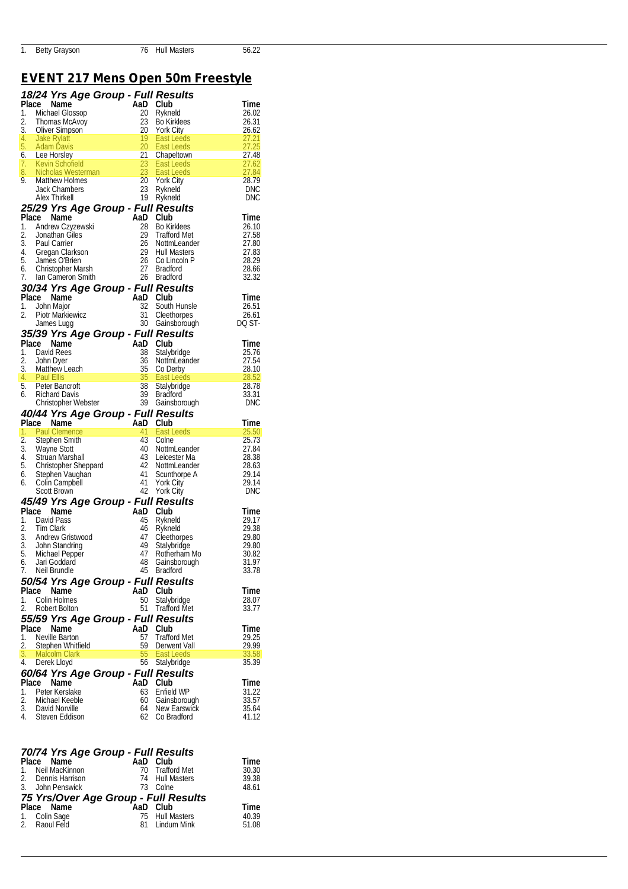| | | | | |
|---|---|---|---|---|
| 1. | Betty Grayson | 76 | Hull Masters | 56.22 |

## EVENT 217 Mens Open 50m Freestyle

### 18/24 Yrs Age Group - Full Results

| Place | Name | AaD | Club | Time |
|---|---|---|---|---|
| 1. | Michael Glossop | 20 | Rykneld | 26.02 |
| 2. | Thomas McAvoy | 23 | Bo Kirklees | 26.31 |
| 3. | Oliver Simpson | 20 | York City | 26.62 |
| 4. | Jake Rylatt | 19 | East Leeds | 27.21 |
| 5. | Adam Davis | 20 | East Leeds | 27.25 |
| 6. | Lee Horsley | 21 | Chapeltown | 27.48 |
| 7. | Kevin Schofield | 23 | East Leeds | 27.62 |
| 8. | Nicholas Westerman | 23 | East Leeds | 27.84 |
| 9. | Matthew Holmes | 20 | York City | 28.79 |
| | Jack Chambers | 23 | Rykneld | DNC |
| | Alex Thirkell | 19 | Rykneld | DNC |

### 25/29 Yrs Age Group - Full Results

| Place | Name | AaD | Club | Time |
|---|---|---|---|---|
| 1. | Andrew Czyzewski | 28 | Bo Kirklees | 26.10 |
| 2. | Jonathan Giles | 29 | Trafford Met | 27.58 |
| 3. | Paul Carrier | 26 | NottmLeander | 27.80 |
| 4. | Gregan Clarkson | 29 | Hull Masters | 27.83 |
| 5. | James O'Brien | 26 | Co Lincoln P | 28.29 |
| 6. | Christopher Marsh | 27 | Bradford | 28.66 |
| 7. | Ian Cameron Smith | 26 | Bradford | 32.32 |

### 30/34 Yrs Age Group - Full Results

| Place | Name | AaD | Club | Time |
|---|---|---|---|---|
| 1. | John Major | 32 | South Hunsle | 26.51 |
| 2. | Piotr Markiewicz | 31 | Cleethorpes | 26.61 |
| | James Lugg | 30 | Gainsborough | DQ ST- |

### 35/39 Yrs Age Group - Full Results

| Place | Name | AaD | Club | Time |
|---|---|---|---|---|
| 1. | David Rees | 38 | Stalybridge | 25.76 |
| 2. | John Dyer | 36 | NottmLeander | 27.54 |
| 3. | Matthew Leach | 35 | Co Derby | 28.10 |
| 4. | Paul Ellis | 35 | East Leeds | 28.52 |
| 5. | Peter Bancroft | 38 | Stalybridge | 28.78 |
| 6. | Richard Davis | 39 | Bradford | 33.31 |
| | Christopher Webster | 39 | Gainsborough | DNC |

### 40/44 Yrs Age Group - Full Results

| Place | Name | AaD | Club | Time |
|---|---|---|---|---|
| 1. | Paul Clemence | 41 | East Leeds | 25.50 |
| 2. | Stephen Smith | 43 | Colne | 25.73 |
| 3. | Wayne Stott | 40 | NottmLeander | 27.84 |
| 4. | Struan Marshall | 43 | Leicester Ma | 28.38 |
| 5. | Christopher Sheppard | 42 | NottmLeander | 28.63 |
| 6. | Stephen Vaughan | 41 | Scunthorpe A | 29.14 |
| 6. | Colin Campbell | 41 | York City | 29.14 |
| | Scott Brown | 42 | York City | DNC |

### 45/49 Yrs Age Group - Full Results

| Place | Name | AaD | Club | Time |
|---|---|---|---|---|
| 1. | David Pass | 45 | Rykneld | 29.17 |
| 2. | Tim Clark | 46 | Rykneld | 29.38 |
| 3. | Andrew Gristwood | 47 | Cleethorpes | 29.80 |
| 3. | John Standring | 49 | Stalybridge | 29.80 |
| 5. | Michael Pepper | 47 | Rotherham Mo | 30.82 |
| 6. | Jari Goddard | 48 | Gainsborough | 31.97 |
| 7. | Neil Brundle | 45 | Bradford | 33.78 |

### 50/54 Yrs Age Group - Full Results

| Place | Name | AaD | Club | Time |
|---|---|---|---|---|
| 1. | Colin Holmes | 50 | Stalybridge | 28.07 |
| 2. | Robert Bolton | 51 | Trafford Met | 33.77 |

### 55/59 Yrs Age Group - Full Results

| Place | Name | AaD | Club | Time |
|---|---|---|---|---|
| 1. | Neville Barton | 57 | Trafford Met | 29.25 |
| 2. | Stephen Whitfield | 59 | Derwent Vall | 29.99 |
| 3. | Malcolm Clark | 55 | East Leeds | 33.58 |
| 4. | Derek Lloyd | 56 | Stalybridge | 35.39 |

### 60/64 Yrs Age Group - Full Results

| Place | Name | AaD | Club | Time |
|---|---|---|---|---|
| 1. | Peter Kerslake | 63 | Enfield WP | 31.22 |
| 2. | Michael Keeble | 60 | Gainsborough | 33.57 |
| 3. | David Norville | 64 | New Earswick | 35.64 |
| 4. | Steven Eddison | 62 | Co Bradford | 41.12 |

### 70/74 Yrs Age Group - Full Results

| Place | Name | AaD | Club | Time |
|---|---|---|---|---|
| 1. | Neil MacKinnon | 70 | Trafford Met | 30.30 |
| 2. | Dennis Harrison | 74 | Hull Masters | 39.38 |
| 3. | John Penswick | 73 | Colne | 48.61 |

### 75 Yrs/Over Age Group - Full Results

| Place | Name | AaD | Club | Time |
|---|---|---|---|---|
| 1. | Colin Sage | 75 | Hull Masters | 40.39 |
| 2. | Raoul Feld | 81 | Lindum Mink | 51.08 |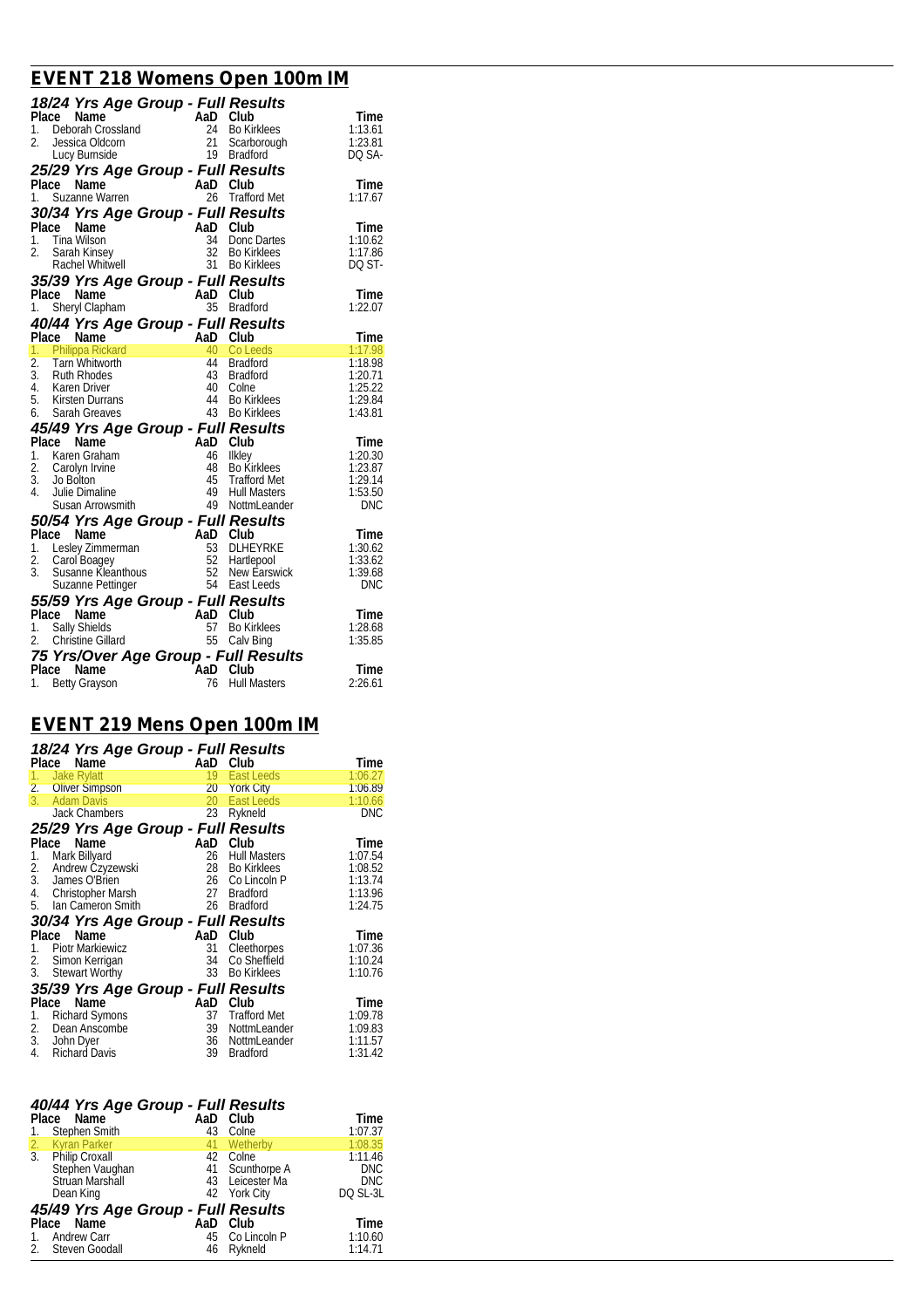## EVENT 218 Womens Open 100m IM

### *18/24 Yrs Age Group - Full Results*

| Place | Name | AaD | Club | Time |
|---|---|---|---|---|
| 1. | Deborah Crossland | 24 | Bo Kirklees | 1:13.61 |
| 2. | Jessica Oldcorn | 21 | Scarborough | 1:23.81 |
| | Lucy Burnside | 19 | Bradford | DQ SA- |

### *25/29 Yrs Age Group - Full Results*

| Place | Name | AaD | Club | Time |
|---|---|---|---|---|
| 1. | Suzanne Warren | 26 | Trafford Met | 1:17.67 |

### *30/34 Yrs Age Group - Full Results*

| Place | Name | AaD | Club | Time |
|---|---|---|---|---|
| 1. | Tina Wilson | 34 | Donc Dartes | 1:10.62 |
| 2. | Sarah Kinsey | 32 | Bo Kirklees | 1:17.86 |
| | Rachel Whitwell | 31 | Bo Kirklees | DQ ST- |

### *35/39 Yrs Age Group - Full Results*

| Place | Name | AaD | Club | Time |
|---|---|---|---|---|
| 1. | Sheryl Clapham | 35 | Bradford | 1:22.07 |

### *40/44 Yrs Age Group - Full Results*

| Place | Name | AaD | Club | Time |
|---|---|---|---|---|
| 1. | Philippa Rickard | 40 | Co Leeds | 1:17.98 |
| 2. | Tarn Whitworth | 44 | Bradford | 1:18.98 |
| 3. | Ruth Rhodes | 43 | Bradford | 1:20.71 |
| 4. | Karen Driver | 40 | Colne | 1:25.22 |
| 5. | Kirsten Durrans | 44 | Bo Kirklees | 1:29.84 |
| 6. | Sarah Greaves | 43 | Bo Kirklees | 1:43.81 |

### *45/49 Yrs Age Group - Full Results*

| Place | Name | AaD | Club | Time |
|---|---|---|---|---|
| 1. | Karen Graham | 46 | Ilkley | 1:20.30 |
| 2. | Carolyn Irvine | 48 | Bo Kirklees | 1:23.87 |
| 3. | Jo Bolton | 45 | Trafford Met | 1:29.14 |
| 4. | Julie Dimaline | 49 | Hull Masters | 1:53.50 |
| | Susan Arrowsmith | 49 | NottmLeander | DNC |

### *50/54 Yrs Age Group - Full Results*

| Place | Name | AaD | Club | Time |
|---|---|---|---|---|
| 1. | Lesley Zimmerman | 53 | DLHEYRKE | 1:30.62 |
| 2. | Carol Boagey | 52 | Hartlepool | 1:33.62 |
| 3. | Susanne Kleanthous | 52 | New Earswick | 1:39.68 |
| | Suzanne Pettinger | 54 | East Leeds | DNC |

### *55/59 Yrs Age Group - Full Results*

| Place | Name | AaD | Club | Time |
|---|---|---|---|---|
| 1. | Sally Shields | 57 | Bo Kirklees | 1:28.68 |
| 2. | Christine Gillard | 55 | Calv Bing | 1:35.85 |

### *75 Yrs/Over Age Group - Full Results*

| Place | Name | AaD | Club | Time |
|---|---|---|---|---|
| 1. | Betty Grayson | 76 | Hull Masters | 2:26.61 |

## EVENT 219 Mens Open 100m IM

### *18/24 Yrs Age Group - Full Results*

| Place | Name | AaD | Club | Time |
|---|---|---|---|---|
| 1. | Jake Rylatt | 19 | East Leeds | 1:06.27 |
| 2. | Oliver Simpson | 20 | York City | 1:06.89 |
| 3. | Adam Davis | 20 | East Leeds | 1:10.66 |
| | Jack Chambers | 23 | Rykneld | DNC |

### *25/29 Yrs Age Group - Full Results*

| Place | Name | AaD | Club | Time |
|---|---|---|---|---|
| 1. | Mark Billyard | 26 | Hull Masters | 1:07.54 |
| 2. | Andrew Czyzewski | 28 | Bo Kirklees | 1:08.52 |
| 3. | James O'Brien | 26 | Co Lincoln P | 1:13.74 |
| 4. | Christopher Marsh | 27 | Bradford | 1:13.96 |
| 5. | Ian Cameron Smith | 26 | Bradford | 1:24.75 |

### *30/34 Yrs Age Group - Full Results*

| Place | Name | AaD | Club | Time |
|---|---|---|---|---|
| 1. | Piotr Markiewicz | 31 | Cleethorpes | 1:07.36 |
| 2. | Simon Kerrigan | 34 | Co Sheffield | 1:10.24 |
| 3. | Stewart Worthy | 33 | Bo Kirklees | 1:10.76 |

### *35/39 Yrs Age Group - Full Results*

| Place | Name | AaD | Club | Time |
|---|---|---|---|---|
| 1. | Richard Symons | 37 | Trafford Met | 1:09.78 |
| 2. | Dean Anscombe | 39 | NottmLeander | 1:09.83 |
| 3. | John Dyer | 36 | NottmLeander | 1:11.57 |
| 4. | Richard Davis | 39 | Bradford | 1:31.42 |

### *40/44 Yrs Age Group - Full Results*

| Place | Name | AaD | Club | Time |
|---|---|---|---|---|
| 1. | Stephen Smith | 43 | Colne | 1:07.37 |
| 2. | Kyran Parker | 41 | Wetherby | 1:08.35 |
| 3. | Philip Croxall | 42 | Colne | 1:11.46 |
| | Stephen Vaughan | 41 | Scunthorpe A | DNC |
| | Struan Marshall | 43 | Leicester Ma | DNC |
| | Dean King | 42 | York City | DQ SL-3L |

### *45/49 Yrs Age Group - Full Results*

| Place | Name | AaD | Club | Time |
|---|---|---|---|---|
| 1. | Andrew Carr | 45 | Co Lincoln P | 1:10.60 |
| 2. | Steven Goodall | 46 | Rykneld | 1:14.71 |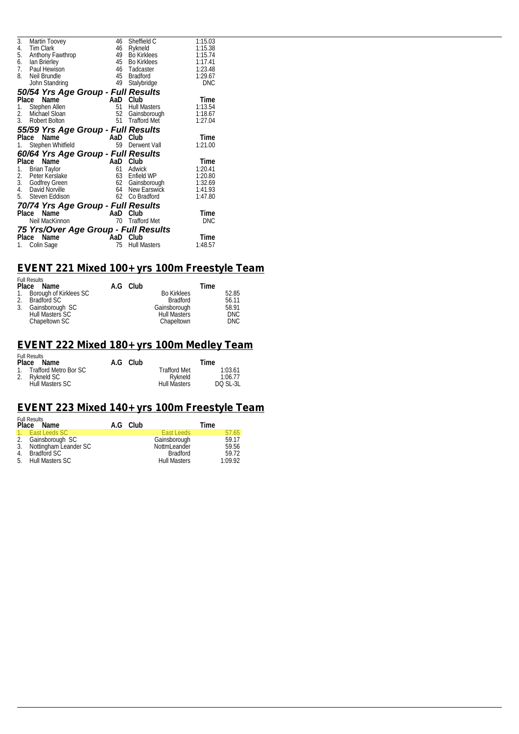| Place | Name | AaD | Club | Time |
|---|---|---|---|---|
| 3. | Martin Toovey | 46 | Sheffield C | 1:15.03 |
| 4. | Tim Clark | 46 | Rykneld | 1:15.38 |
| 5. | Anthony Fawthrop | 49 | Bo Kirklees | 1:15.74 |
| 6. | Ian Brierley | 45 | Bo Kirklees | 1:17.41 |
| 7. | Paul Hewison | 46 | Tadcaster | 1:23.48 |
| 8. | Neil Brundle | 45 | Bradford | 1:29.67 |
| | John Standring | 49 | Stalybridge | DNC |

### *50/54 Yrs Age Group - Full Results*

| Place | Name | AaD | Club | Time |
|---|---|---|---|---|
| 1. | Stephen Allen | 51 | Hull Masters | 1:13.54 |
| 2. | Michael Sloan | 52 | Gainsborough | 1:18.67 |
| 3. | Robert Bolton | 51 | Trafford Met | 1:27.04 |

### *55/59 Yrs Age Group - Full Results*

| Place | Name | AaD | Club | Time |
|---|---|---|---|---|
| 1. | Stephen Whitfield | 59 | Derwent Vall | 1:21.00 |

### *60/64 Yrs Age Group - Full Results*

| Place | Name | AaD | Club | Time |
|---|---|---|---|---|
| 1. | Brian Taylor | 61 | Adwick | 1:20.41 |
| 2. | Peter Kerslake | 63 | Enfield WP | 1:20.80 |
| 3. | Godfrey Green | 62 | Gainsborough | 1:32.69 |
| 4. | David Norville | 64 | New Earswick | 1:41.93 |
| 5. | Steven Eddison | 62 | Co Bradford | 1:47.80 |

### *70/74 Yrs Age Group - Full Results*

| Place | Name | AaD | Club | Time |
|---|---|---|---|---|
| | Neil MacKinnon | 70 | Trafford Met | DNC |

### *75 Yrs/Over Age Group - Full Results*

| Place | Name | AaD | Club | Time |
|---|---|---|---|---|
| 1. | Colin Sage | 75 | Hull Masters | 1:48.57 |

## EVENT 221 Mixed 100+ yrs 100m Freestyle Team

Full Results

| Place | Name | A.G | Club | Time |
|---|---|---|---|---|
| 1. | Borough of Kirklees SC | | Bo Kirklees | 52.85 |
| 2. | Bradford SC | | Bradford | 56.11 |
| 3. | Gainsborough SC | | Gainsborough | 58.91 |
| | Hull Masters SC | | Hull Masters | DNC |
| | Chapeltown SC | | Chapeltown | DNC |

## EVENT 222 Mixed 180+ yrs 100m Medley Team

Full Results

| Place | Name | A.G | Club | Time |
|---|---|---|---|---|
| 1. | Trafford Metro Bor SC | | Trafford Met | 1:03.61 |
| 2. | Rykneld SC | | Rykneld | 1:06.77 |
| | Hull Masters SC | | Hull Masters | DQ SL-3L |

## EVENT 223 Mixed 140+ yrs 100m Freestyle Team

Full Results

| Place | Name | A.G | Club | Time |
|---|---|---|---|---|
| 1. | East Leeds SC | | East Leeds | 57.65 |
| 2. | Gainsborough SC | | Gainsborough | 59.17 |
| 3. | Nottingham Leander SC | | NottmLeander | 59.56 |
| 4. | Bradford SC | | Bradford | 59.72 |
| 5. | Hull Masters SC | | Hull Masters | 1:09.92 |